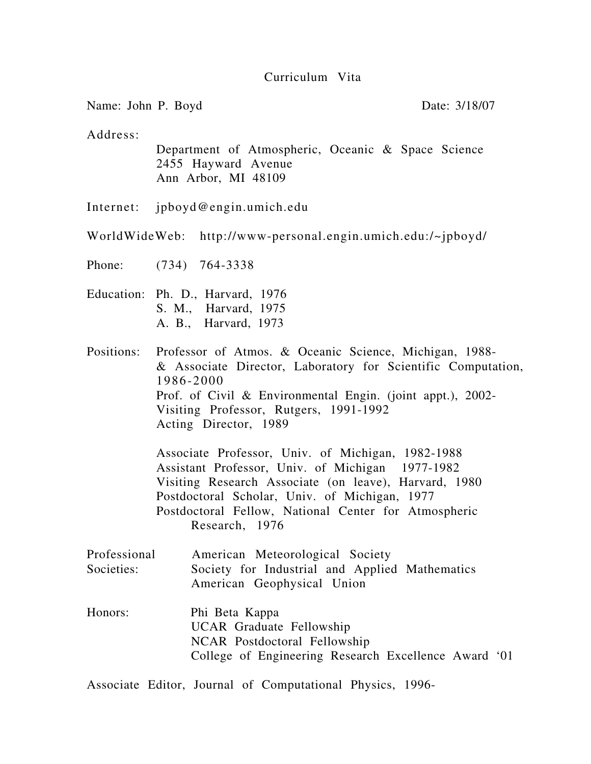# Curriculum Vita

Name: John P. Boyd  Date: 3/18/07

Address:

Department of Atmospheric, Oceanic & Space Science
2455 Hayward Avenue
Ann Arbor, MI 48109

Internet: jpboyd@engin.umich.edu

WorldWideWeb: http://www-personal.engin.umich.edu:/~jpboyd/

Phone: (734) 764-3338

Education:
- Ph. D., Harvard, 1976
- S. M., Harvard, 1975
- A. B., Harvard, 1973

Positions:
- Professor of Atmos. & Oceanic Science, Michigan, 1988-
- & Associate Director, Laboratory for Scientific Computation, 1986-2000
- Prof. of Civil & Environmental Engin. (joint appt.), 2002-
- Visiting Professor, Rutgers, 1991-1992
- Acting Director, 1989

- Associate Professor, Univ. of Michigan, 1982-1988
- Assistant Professor, Univ. of Michigan 1977-1982
- Visiting Research Associate (on leave), Harvard, 1980
- Postdoctoral Scholar, Univ. of Michigan, 1977
- Postdoctoral Fellow, National Center for Atmospheric Research, 1976

Professional Societies:
- American Meteorological Society
- Society for Industrial and Applied Mathematics
- American Geophysical Union

Honors:
- Phi Beta Kappa
- UCAR Graduate Fellowship
- NCAR Postdoctoral Fellowship
- College of Engineering Research Excellence Award '01

Associate Editor, Journal of Computational Physics, 1996-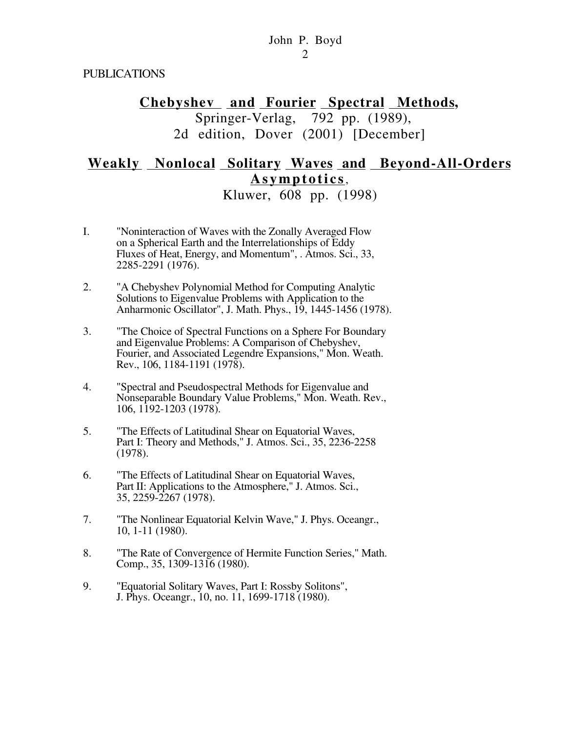PUBLICATIONS

**Chebyshev and Fourier Spectral Methods,**
Springer-Verlag, 792 pp. (1989),
2d edition, Dover (2001) [December]

**Weakly Nonlocal Solitary Waves and Beyond-All-Orders Asymptotics**,
Kluwer, 608 pp. (1998)

I. "Noninteraction of Waves with the Zonally Averaged Flow on a Spherical Earth and the Interrelationships of Eddy Fluxes of Heat, Energy, and Momentum", . Atmos. Sci., 33, 2285-2291 (1976).

2. "A Chebyshev Polynomial Method for Computing Analytic Solutions to Eigenvalue Problems with Application to the Anharmonic Oscillator", J. Math. Phys., 19, 1445-1456 (1978).

3. "The Choice of Spectral Functions on a Sphere For Boundary and Eigenvalue Problems: A Comparison of Chebyshev, Fourier, and Associated Legendre Expansions," Mon. Weath. Rev., 106, 1184-1191 (1978).

4. "Spectral and Pseudospectral Methods for Eigenvalue and Nonseparable Boundary Value Problems," Mon. Weath. Rev., 106, 1192-1203 (1978).

5. "The Effects of Latitudinal Shear on Equatorial Waves, Part I: Theory and Methods," J. Atmos. Sci., 35, 2236-2258 (1978).

6. "The Effects of Latitudinal Shear on Equatorial Waves, Part II: Applications to the Atmosphere," J. Atmos. Sci., 35, 2259-2267 (1978).

7. "The Nonlinear Equatorial Kelvin Wave," J. Phys. Oceangr., 10, 1-11 (1980).

8. "The Rate of Convergence of Hermite Function Series," Math. Comp., 35, 1309-1316 (1980).

9. "Equatorial Solitary Waves, Part I: Rossby Solitons", J. Phys. Oceangr., 10, no. 11, 1699-1718 (1980).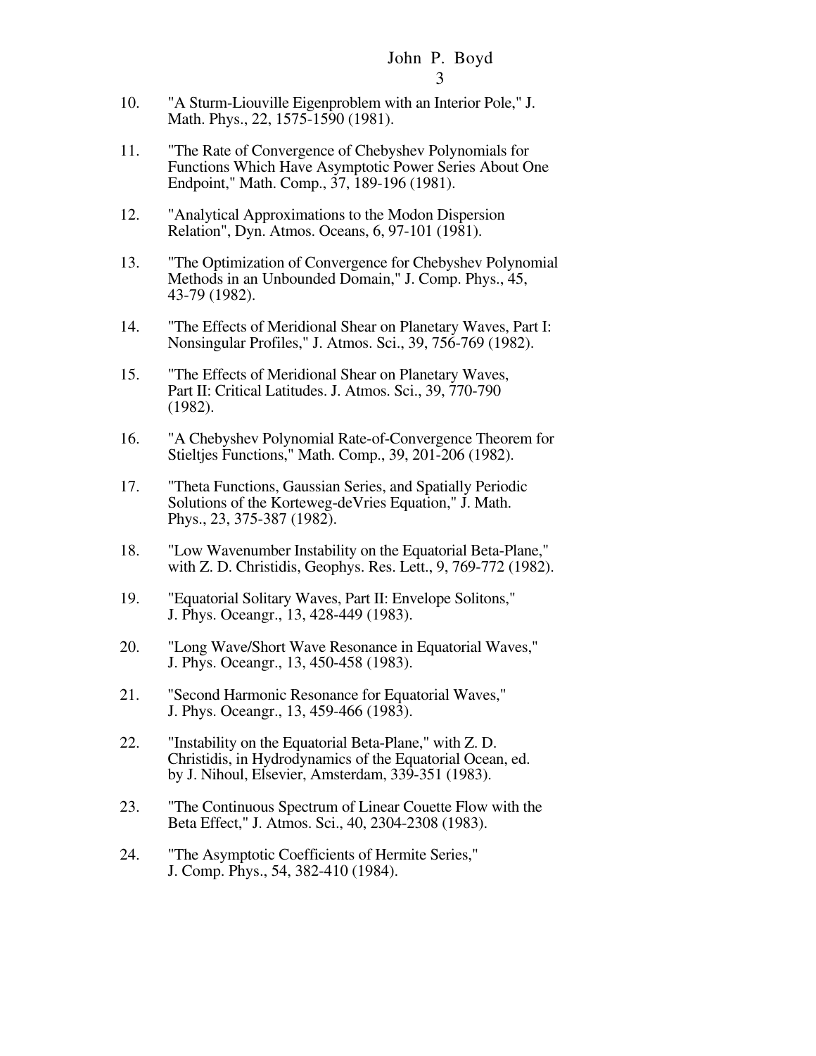10. "A Sturm-Liouville Eigenproblem with an Interior Pole," J. Math. Phys., 22, 1575-1590 (1981).

11. "The Rate of Convergence of Chebyshev Polynomials for Functions Which Have Asymptotic Power Series About One Endpoint," Math. Comp., 37, 189-196 (1981).

12. "Analytical Approximations to the Modon Dispersion Relation", Dyn. Atmos. Oceans, 6, 97-101 (1981).

13. "The Optimization of Convergence for Chebyshev Polynomial Methods in an Unbounded Domain," J. Comp. Phys., 45, 43-79 (1982).

14. "The Effects of Meridional Shear on Planetary Waves, Part I: Nonsingular Profiles," J. Atmos. Sci., 39, 756-769 (1982).

15. "The Effects of Meridional Shear on Planetary Waves, Part II: Critical Latitudes. J. Atmos. Sci., 39, 770-790 (1982).

16. "A Chebyshev Polynomial Rate-of-Convergence Theorem for Stieltjes Functions," Math. Comp., 39, 201-206 (1982).

17. "Theta Functions, Gaussian Series, and Spatially Periodic Solutions of the Korteweg-deVries Equation," J. Math. Phys., 23, 375-387 (1982).

18. "Low Wavenumber Instability on the Equatorial Beta-Plane," with Z. D. Christidis, Geophys. Res. Lett., 9, 769-772 (1982).

19. "Equatorial Solitary Waves, Part II: Envelope Solitons," J. Phys. Oceangr., 13, 428-449 (1983).

20. "Long Wave/Short Wave Resonance in Equatorial Waves," J. Phys. Oceangr., 13, 450-458 (1983).

21. "Second Harmonic Resonance for Equatorial Waves," J. Phys. Oceangr., 13, 459-466 (1983).

22. "Instability on the Equatorial Beta-Plane," with Z. D. Christidis, in Hydrodynamics of the Equatorial Ocean, ed. by J. Nihoul, Elsevier, Amsterdam, 339-351 (1983).

23. "The Continuous Spectrum of Linear Couette Flow with the Beta Effect," J. Atmos. Sci., 40, 2304-2308 (1983).

24. "The Asymptotic Coefficients of Hermite Series," J. Comp. Phys., 54, 382-410 (1984).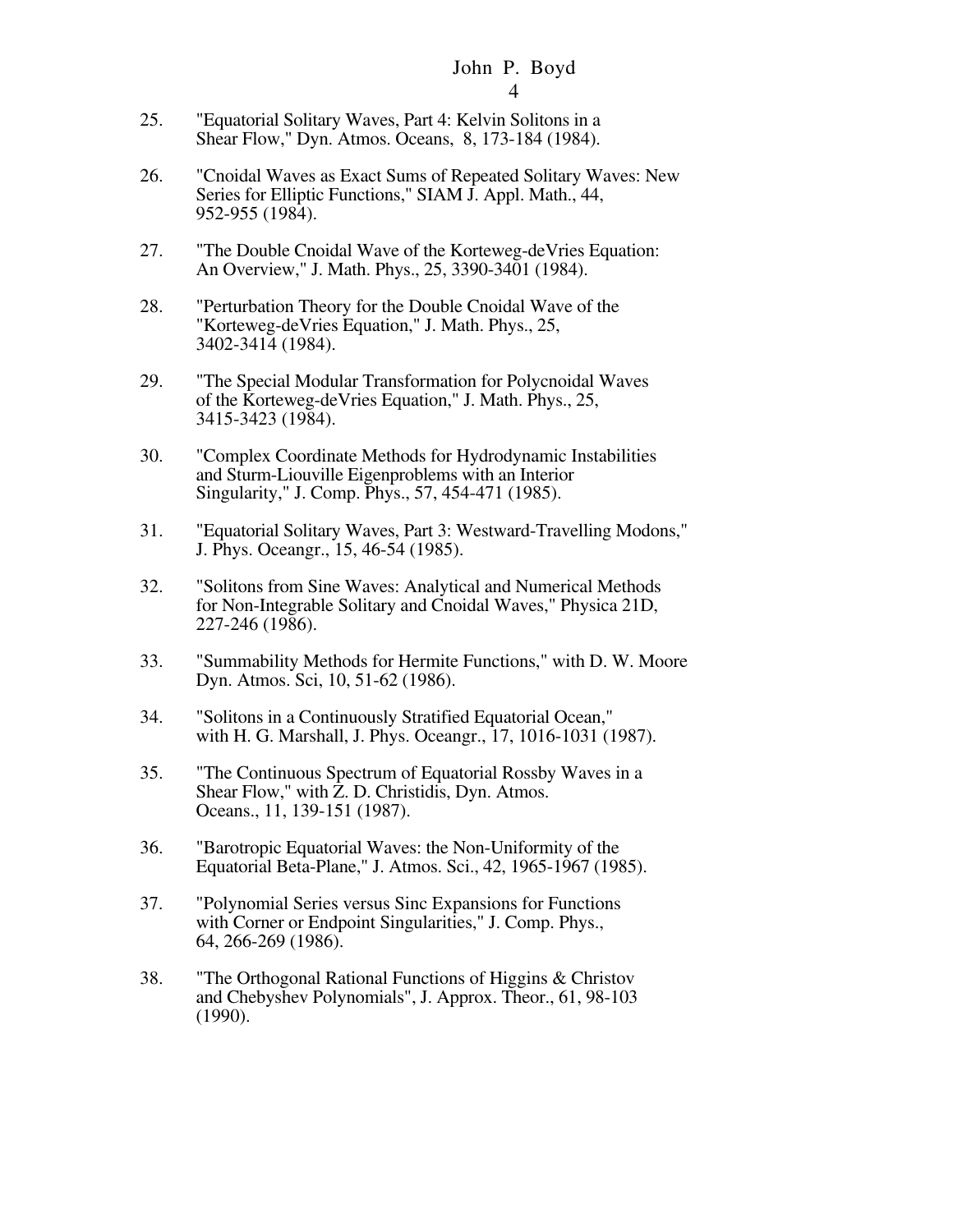25. "Equatorial Solitary Waves, Part 4: Kelvin Solitons in a Shear Flow," Dyn. Atmos. Oceans, 8, 173-184 (1984).

26. "Cnoidal Waves as Exact Sums of Repeated Solitary Waves: New Series for Elliptic Functions," SIAM J. Appl. Math., 44, 952-955 (1984).

27. "The Double Cnoidal Wave of the Korteweg-deVries Equation: An Overview," J. Math. Phys., 25, 3390-3401 (1984).

28. "Perturbation Theory for the Double Cnoidal Wave of the "Korteweg-deVries Equation," J. Math. Phys., 25, 3402-3414 (1984).

29. "The Special Modular Transformation for Polycnoidal Waves of the Korteweg-deVries Equation," J. Math. Phys., 25, 3415-3423 (1984).

30. "Complex Coordinate Methods for Hydrodynamic Instabilities and Sturm-Liouville Eigenproblems with an Interior Singularity," J. Comp. Phys., 57, 454-471 (1985).

31. "Equatorial Solitary Waves, Part 3: Westward-Travelling Modons," J. Phys. Oceangr., 15, 46-54 (1985).

32. "Solitons from Sine Waves: Analytical and Numerical Methods for Non-Integrable Solitary and Cnoidal Waves," Physica 21D, 227-246 (1986).

33. "Summability Methods for Hermite Functions," with D. W. Moore Dyn. Atmos. Sci, 10, 51-62 (1986).

34. "Solitons in a Continuously Stratified Equatorial Ocean," with H. G. Marshall, J. Phys. Oceangr., 17, 1016-1031 (1987).

35. "The Continuous Spectrum of Equatorial Rossby Waves in a Shear Flow," with Z. D. Christidis, Dyn. Atmos. Oceans., 11, 139-151 (1987).

36. "Barotropic Equatorial Waves: the Non-Uniformity of the Equatorial Beta-Plane," J. Atmos. Sci., 42, 1965-1967 (1985).

37. "Polynomial Series versus Sinc Expansions for Functions with Corner or Endpoint Singularities," J. Comp. Phys., 64, 266-269 (1986).

38. "The Orthogonal Rational Functions of Higgins & Christov and Chebyshev Polynomials", J. Approx. Theor., 61, 98-103 (1990).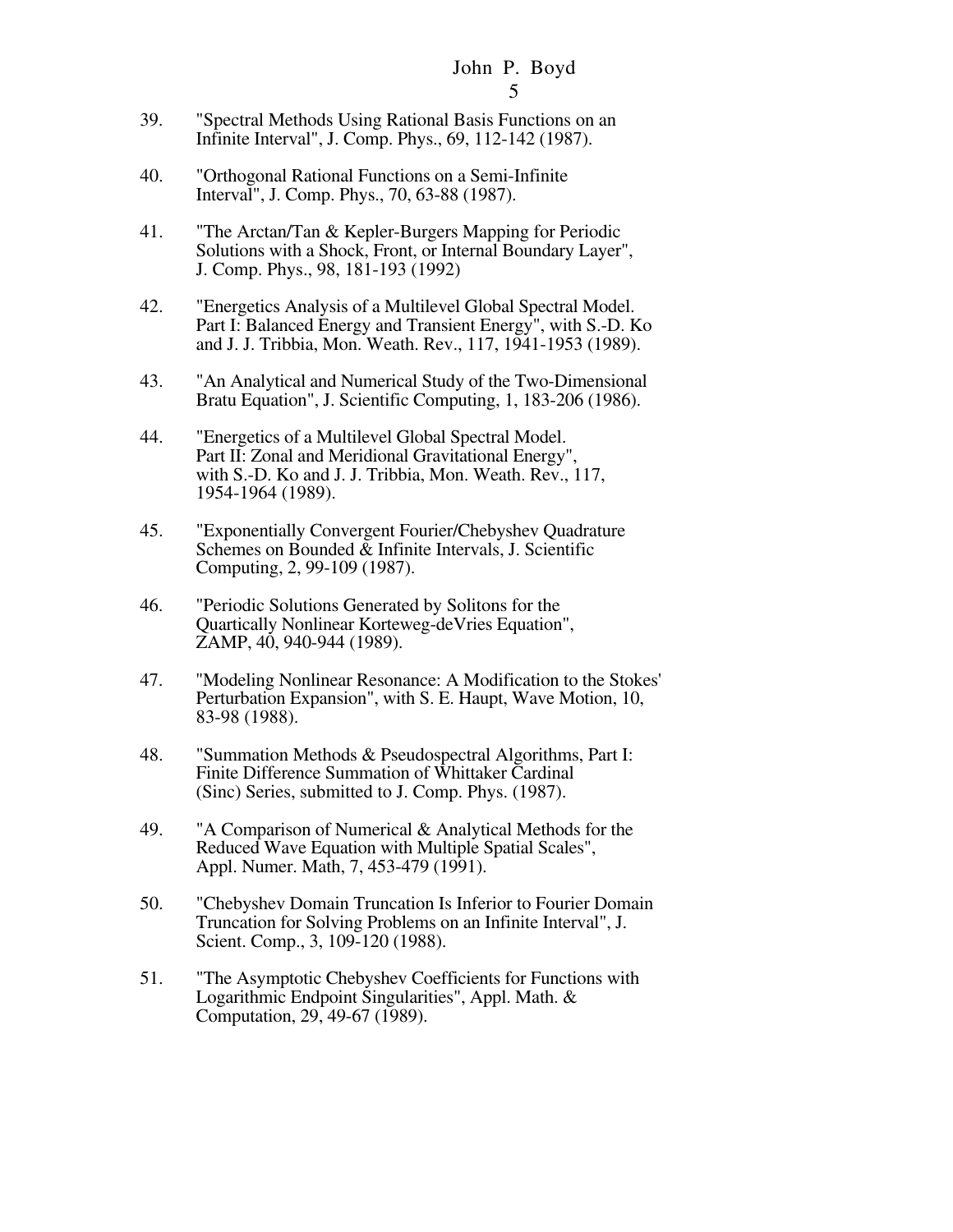39. "Spectral Methods Using Rational Basis Functions on an Infinite Interval", J. Comp. Phys., 69, 112-142 (1987).

40. "Orthogonal Rational Functions on a Semi-Infinite Interval", J. Comp. Phys., 70, 63-88 (1987).

41. "The Arctan/Tan & Kepler-Burgers Mapping for Periodic Solutions with a Shock, Front, or Internal Boundary Layer", J. Comp. Phys., 98, 181-193 (1992)

42. "Energetics Analysis of a Multilevel Global Spectral Model. Part I: Balanced Energy and Transient Energy", with S.-D. Ko and J. J. Tribbia, Mon. Weath. Rev., 117, 1941-1953 (1989).

43. "An Analytical and Numerical Study of the Two-Dimensional Bratu Equation", J. Scientific Computing, 1, 183-206 (1986).

44. "Energetics of a Multilevel Global Spectral Model. Part II: Zonal and Meridional Gravitational Energy", with S.-D. Ko and J. J. Tribbia, Mon. Weath. Rev., 117, 1954-1964 (1989).

45. "Exponentially Convergent Fourier/Chebyshev Quadrature Schemes on Bounded & Infinite Intervals, J. Scientific Computing, 2, 99-109 (1987).

46. "Periodic Solutions Generated by Solitons for the Quartically Nonlinear Korteweg-deVries Equation", ZAMP, 40, 940-944 (1989).

47. "Modeling Nonlinear Resonance: A Modification to the Stokes' Perturbation Expansion", with S. E. Haupt, Wave Motion, 10, 83-98 (1988).

48. "Summation Methods & Pseudospectral Algorithms, Part I: Finite Difference Summation of Whittaker Cardinal (Sinc) Series, submitted to J. Comp. Phys. (1987).

49. "A Comparison of Numerical & Analytical Methods for the Reduced Wave Equation with Multiple Spatial Scales", Appl. Numer. Math, 7, 453-479 (1991).

50. "Chebyshev Domain Truncation Is Inferior to Fourier Domain Truncation for Solving Problems on an Infinite Interval", J. Scient. Comp., 3, 109-120 (1988).

51. "The Asymptotic Chebyshev Coefficients for Functions with Logarithmic Endpoint Singularities", Appl. Math. & Computation, 29, 49-67 (1989).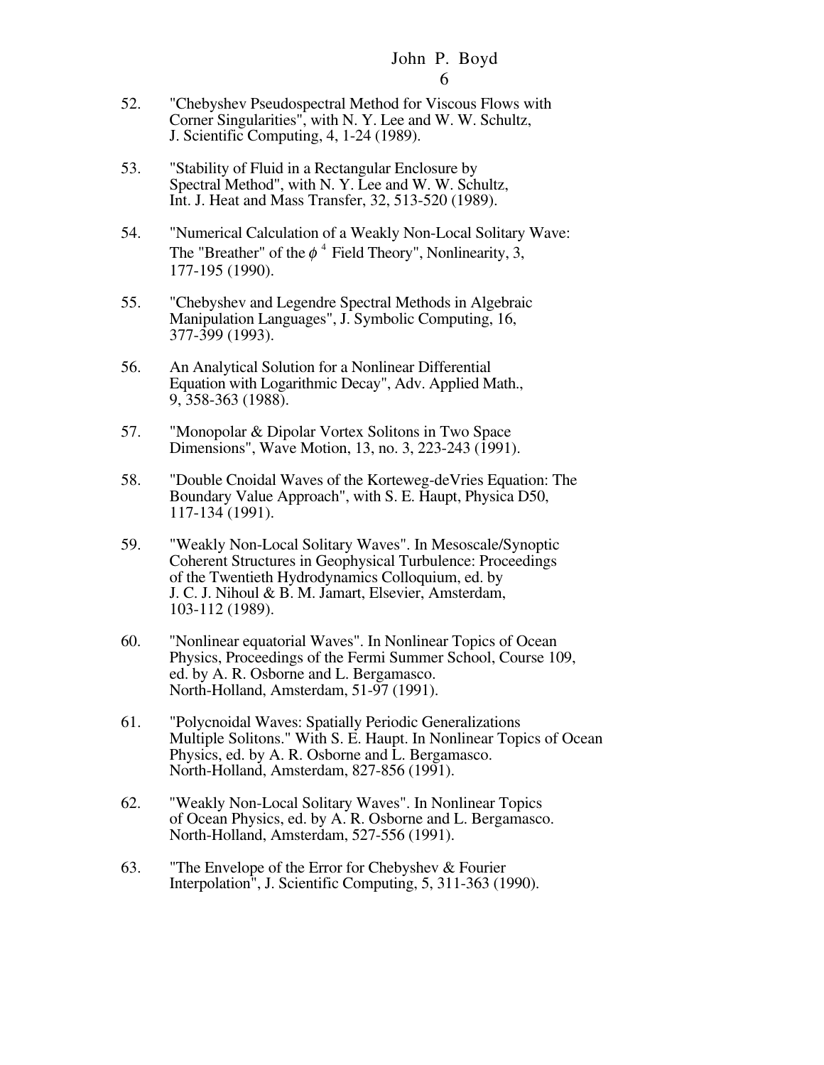52. "Chebyshev Pseudospectral Method for Viscous Flows with Corner Singularities", with N. Y. Lee and W. W. Schultz, J. Scientific Computing, 4, 1-24 (1989).

53. "Stability of Fluid in a Rectangular Enclosure by Spectral Method", with N. Y. Lee and W. W. Schultz, Int. J. Heat and Mass Transfer, 32, 513-520 (1989).

54. "Numerical Calculation of a Weakly Non-Local Solitary Wave: The "Breather" of the $\phi^4$ Field Theory", Nonlinearity, 3, 177-195 (1990).

55. "Chebyshev and Legendre Spectral Methods in Algebraic Manipulation Languages", J. Symbolic Computing, 16, 377-399 (1993).

56. An Analytical Solution for a Nonlinear Differential Equation with Logarithmic Decay", Adv. Applied Math., 9, 358-363 (1988).

57. "Monopolar & Dipolar Vortex Solitons in Two Space Dimensions", Wave Motion, 13, no. 3, 223-243 (1991).

58. "Double Cnoidal Waves of the Korteweg-deVries Equation: The Boundary Value Approach", with S. E. Haupt, Physica D50, 117-134 (1991).

59. "Weakly Non-Local Solitary Waves". In Mesoscale/Synoptic Coherent Structures in Geophysical Turbulence: Proceedings of the Twentieth Hydrodynamics Colloquium, ed. by J. C. J. Nihoul & B. M. Jamart, Elsevier, Amsterdam, 103-112 (1989).

60. "Nonlinear equatorial Waves". In Nonlinear Topics of Ocean Physics, Proceedings of the Fermi Summer School, Course 109, ed. by A. R. Osborne and L. Bergamasco. North-Holland, Amsterdam, 51-97 (1991).

61. "Polycnoidal Waves: Spatially Periodic Generalizations Multiple Solitons." With S. E. Haupt. In Nonlinear Topics of Ocean Physics, ed. by A. R. Osborne and L. Bergamasco. North-Holland, Amsterdam, 827-856 (1991).

62. "Weakly Non-Local Solitary Waves". In Nonlinear Topics of Ocean Physics, ed. by A. R. Osborne and L. Bergamasco. North-Holland, Amsterdam, 527-556 (1991).

63. "The Envelope of the Error for Chebyshev & Fourier Interpolation", J. Scientific Computing, 5, 311-363 (1990).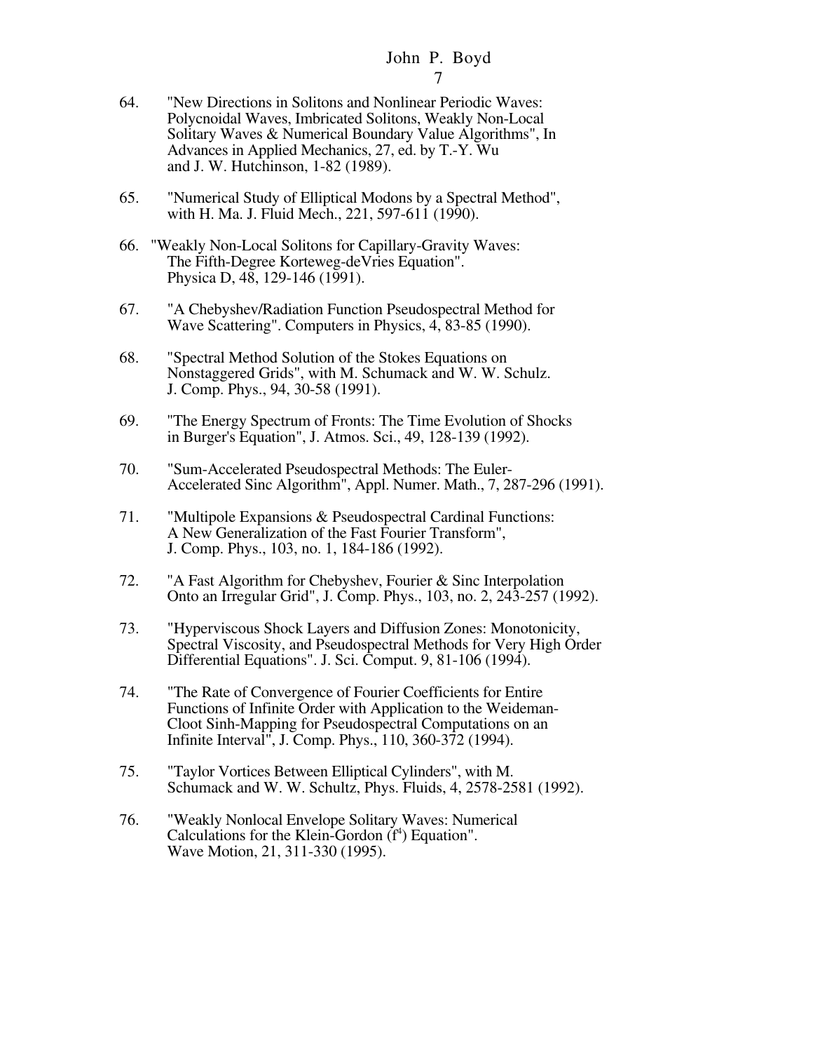64. "New Directions in Solitons and Nonlinear Periodic Waves: Polycnoidal Waves, Imbricated Solitons, Weakly Non-Local Solitary Waves & Numerical Boundary Value Algorithms", In Advances in Applied Mechanics, 27, ed. by T.-Y. Wu and J. W. Hutchinson, 1-82 (1989).

65. "Numerical Study of Elliptical Modons by a Spectral Method", with H. Ma. J. Fluid Mech., 221, 597-611 (1990).

66. "Weakly Non-Local Solitons for Capillary-Gravity Waves: The Fifth-Degree Korteweg-deVries Equation". Physica D, 48, 129-146 (1991).

67. "A Chebyshev/Radiation Function Pseudospectral Method for Wave Scattering". Computers in Physics, 4, 83-85 (1990).

68. "Spectral Method Solution of the Stokes Equations on Nonstaggered Grids", with M. Schumack and W. W. Schulz. J. Comp. Phys., 94, 30-58 (1991).

69. "The Energy Spectrum of Fronts: The Time Evolution of Shocks in Burger's Equation", J. Atmos. Sci., 49, 128-139 (1992).

70. "Sum-Accelerated Pseudospectral Methods: The Euler-Accelerated Sinc Algorithm", Appl. Numer. Math., 7, 287-296 (1991).

71. "Multipole Expansions & Pseudospectral Cardinal Functions: A New Generalization of the Fast Fourier Transform", J. Comp. Phys., 103, no. 1, 184-186 (1992).

72. "A Fast Algorithm for Chebyshev, Fourier & Sinc Interpolation Onto an Irregular Grid", J. Comp. Phys., 103, no. 2, 243-257 (1992).

73. "Hyperviscous Shock Layers and Diffusion Zones: Monotonicity, Spectral Viscosity, and Pseudospectral Methods for Very High Order Differential Equations". J. Sci. Comput. 9, 81-106 (1994).

74. "The Rate of Convergence of Fourier Coefficients for Entire Functions of Infinite Order with Application to the Weideman-Cloot Sinh-Mapping for Pseudospectral Computations on an Infinite Interval", J. Comp. Phys., 110, 360-372 (1994).

75. "Taylor Vortices Between Elliptical Cylinders", with M. Schumack and W. W. Schultz, Phys. Fluids, 4, 2578-2581 (1992).

76. "Weakly Nonlocal Envelope Solitary Waves: Numerical Calculations for the Klein-Gordon ($f^4$) Equation". Wave Motion, 21, 311-330 (1995).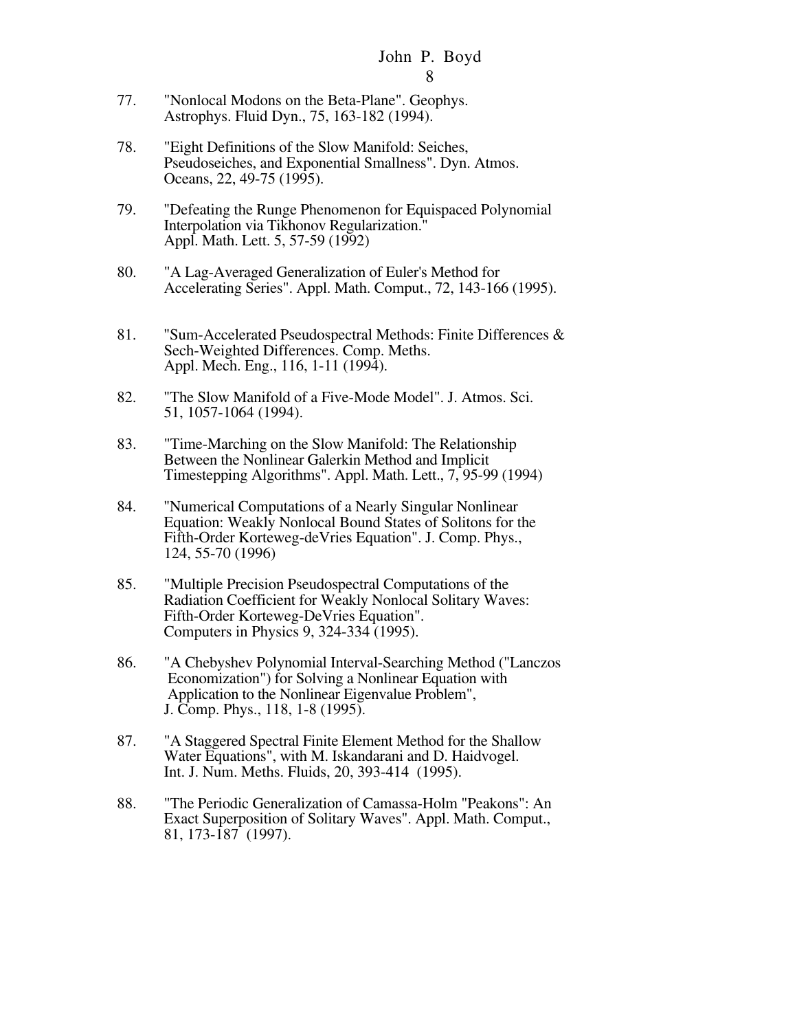77. "Nonlocal Modons on the Beta-Plane". Geophys. Astrophys. Fluid Dyn., 75, 163-182 (1994).

78. "Eight Definitions of the Slow Manifold: Seiches, Pseudoseiches, and Exponential Smallness". Dyn. Atmos. Oceans, 22, 49-75 (1995).

79. "Defeating the Runge Phenomenon for Equispaced Polynomial Interpolation via Tikhonov Regularization." Appl. Math. Lett. 5, 57-59 (1992)

80. "A Lag-Averaged Generalization of Euler's Method for Accelerating Series". Appl. Math. Comput., 72, 143-166 (1995).

81. "Sum-Accelerated Pseudospectral Methods: Finite Differences & Sech-Weighted Differences. Comp. Meths. Appl. Mech. Eng., 116, 1-11 (1994).

82. "The Slow Manifold of a Five-Mode Model". J. Atmos. Sci. 51, 1057-1064 (1994).

83. "Time-Marching on the Slow Manifold: The Relationship Between the Nonlinear Galerkin Method and Implicit Timestepping Algorithms". Appl. Math. Lett., 7, 95-99 (1994)

84. "Numerical Computations of a Nearly Singular Nonlinear Equation: Weakly Nonlocal Bound States of Solitons for the Fifth-Order Korteweg-deVries Equation". J. Comp. Phys., 124, 55-70 (1996)

85. "Multiple Precision Pseudospectral Computations of the Radiation Coefficient for Weakly Nonlocal Solitary Waves: Fifth-Order Korteweg-DeVries Equation". Computers in Physics 9, 324-334 (1995).

86. "A Chebyshev Polynomial Interval-Searching Method ("Lanczos Economization") for Solving a Nonlinear Equation with Application to the Nonlinear Eigenvalue Problem", J. Comp. Phys., 118, 1-8 (1995).

87. "A Staggered Spectral Finite Element Method for the Shallow Water Equations", with M. Iskandarani and D. Haidvogel. Int. J. Num. Meths. Fluids, 20, 393-414 (1995).

88. "The Periodic Generalization of Camassa-Holm "Peakons": An Exact Superposition of Solitary Waves". Appl. Math. Comput., 81, 173-187 (1997).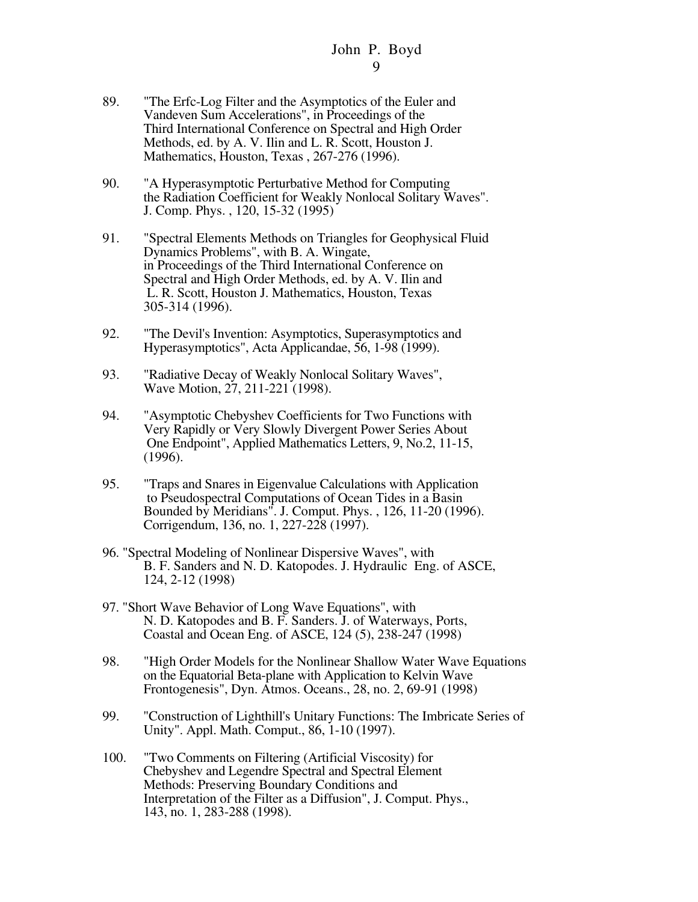89. "The Erfc-Log Filter and the Asymptotics of the Euler and Vandeven Sum Accelerations", in Proceedings of the Third International Conference on Spectral and High Order Methods, ed. by A. V. Ilin and L. R. Scott, Houston J. Mathematics, Houston, Texas , 267-276 (1996).

90. "A Hyperasymptotic Perturbative Method for Computing the Radiation Coefficient for Weakly Nonlocal Solitary Waves". J. Comp. Phys. , 120, 15-32 (1995)

91. "Spectral Elements Methods on Triangles for Geophysical Fluid Dynamics Problems", with B. A. Wingate, in Proceedings of the Third International Conference on Spectral and High Order Methods, ed. by A. V. Ilin and L. R. Scott, Houston J. Mathematics, Houston, Texas 305-314 (1996).

92. "The Devil's Invention: Asymptotics, Superasymptotics and Hyperasymptotics", Acta Applicandae, 56, 1-98 (1999).

93. "Radiative Decay of Weakly Nonlocal Solitary Waves", Wave Motion, 27, 211-221 (1998).

94. "Asymptotic Chebyshev Coefficients for Two Functions with Very Rapidly or Very Slowly Divergent Power Series About One Endpoint", Applied Mathematics Letters, 9, No.2, 11-15, (1996).

95. "Traps and Snares in Eigenvalue Calculations with Application to Pseudospectral Computations of Ocean Tides in a Basin Bounded by Meridians". J. Comput. Phys. , 126, 11-20 (1996). Corrigendum, 136, no. 1, 227-228 (1997).

96. "Spectral Modeling of Nonlinear Dispersive Waves", with B. F. Sanders and N. D. Katopodes. J. Hydraulic Eng. of ASCE, 124, 2-12 (1998)

97. "Short Wave Behavior of Long Wave Equations", with N. D. Katopodes and B. F. Sanders. J. of Waterways, Ports, Coastal and Ocean Eng. of ASCE, 124 (5), 238-247 (1998)

98. "High Order Models for the Nonlinear Shallow Water Wave Equations on the Equatorial Beta-plane with Application to Kelvin Wave Frontogenesis", Dyn. Atmos. Oceans., 28, no. 2, 69-91 (1998)

99. "Construction of Lighthill's Unitary Functions: The Imbricate Series of Unity". Appl. Math. Comput., 86, 1-10 (1997).

100. "Two Comments on Filtering (Artificial Viscosity) for Chebyshev and Legendre Spectral and Spectral Element Methods: Preserving Boundary Conditions and Interpretation of the Filter as a Diffusion", J. Comput. Phys., 143, no. 1, 283-288 (1998).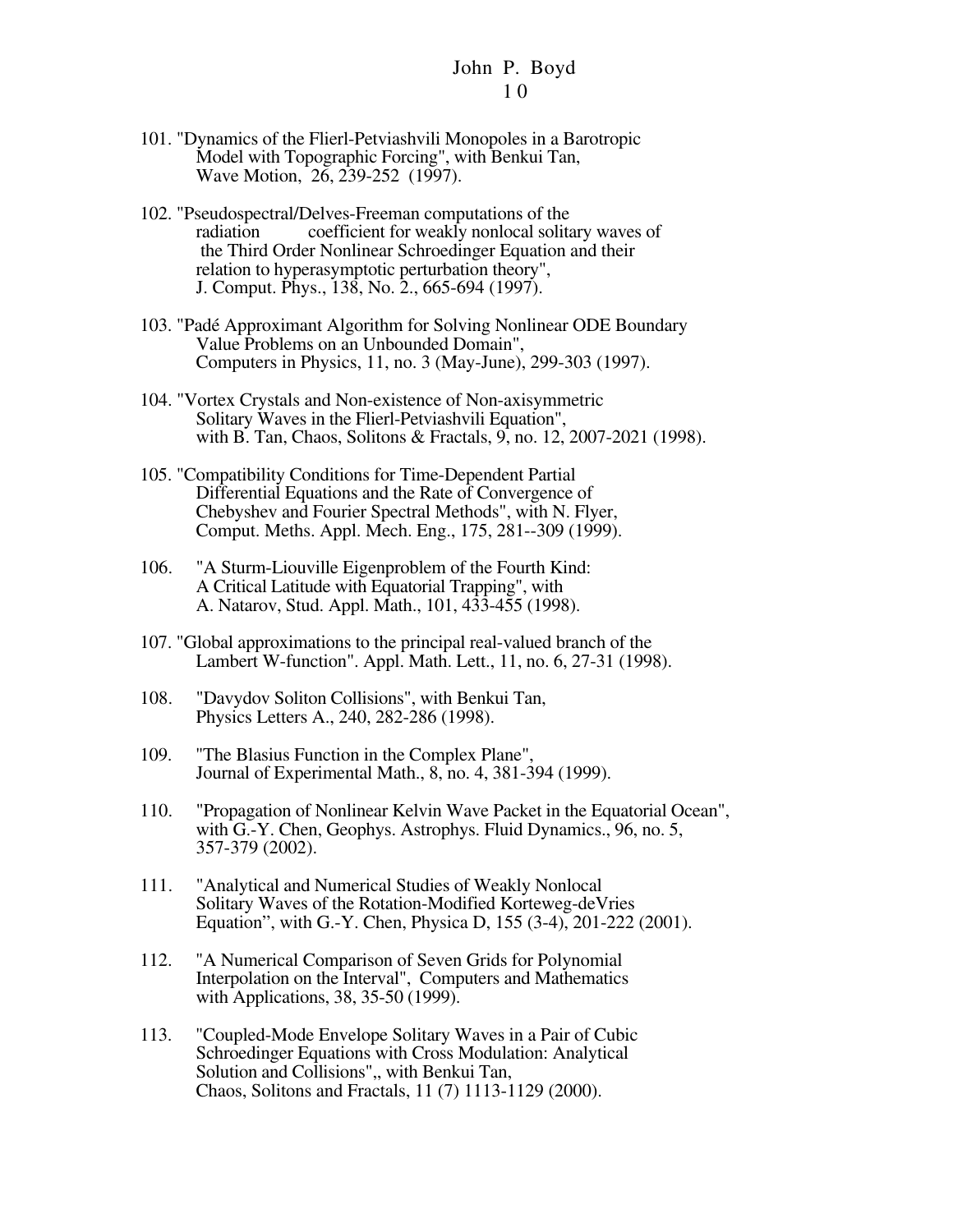101. "Dynamics of the Flierl-Petviashvili Monopoles in a Barotropic Model with Topographic Forcing", with Benkui Tan, Wave Motion, 26, 239-252 (1997).

102. "Pseudospectral/Delves-Freeman computations of the radiation coefficient for weakly nonlocal solitary waves of the Third Order Nonlinear Schroedinger Equation and their relation to hyperasymptotic perturbation theory", J. Comput. Phys., 138, No. 2., 665-694 (1997).

103. "Padé Approximant Algorithm for Solving Nonlinear ODE Boundary Value Problems on an Unbounded Domain", Computers in Physics, 11, no. 3 (May-June), 299-303 (1997).

104. "Vortex Crystals and Non-existence of Non-axisymmetric Solitary Waves in the Flierl-Petviashvili Equation", with B. Tan, Chaos, Solitons & Fractals, 9, no. 12, 2007-2021 (1998).

105. "Compatibility Conditions for Time-Dependent Partial Differential Equations and the Rate of Convergence of Chebyshev and Fourier Spectral Methods", with N. Flyer, Comput. Meths. Appl. Mech. Eng., 175, 281--309 (1999).

106. "A Sturm-Liouville Eigenproblem of the Fourth Kind: A Critical Latitude with Equatorial Trapping", with A. Natarov, Stud. Appl. Math., 101, 433-455 (1998).

107. "Global approximations to the principal real-valued branch of the Lambert W-function". Appl. Math. Lett., 11, no. 6, 27-31 (1998).

108. "Davydov Soliton Collisions", with Benkui Tan, Physics Letters A., 240, 282-286 (1998).

109. "The Blasius Function in the Complex Plane", Journal of Experimental Math., 8, no. 4, 381-394 (1999).

110. "Propagation of Nonlinear Kelvin Wave Packet in the Equatorial Ocean", with G.-Y. Chen, Geophys. Astrophys. Fluid Dynamics., 96, no. 5, 357-379 (2002).

111. "Analytical and Numerical Studies of Weakly Nonlocal Solitary Waves of the Rotation-Modified Korteweg-deVries Equation", with G.-Y. Chen, Physica D, 155 (3-4), 201-222 (2001).

112. "A Numerical Comparison of Seven Grids for Polynomial Interpolation on the Interval", Computers and Mathematics with Applications, 38, 35-50 (1999).

113. "Coupled-Mode Envelope Solitary Waves in a Pair of Cubic Schroedinger Equations with Cross Modulation: Analytical Solution and Collisions",, with Benkui Tan, Chaos, Solitons and Fractals, 11 (7) 1113-1129 (2000).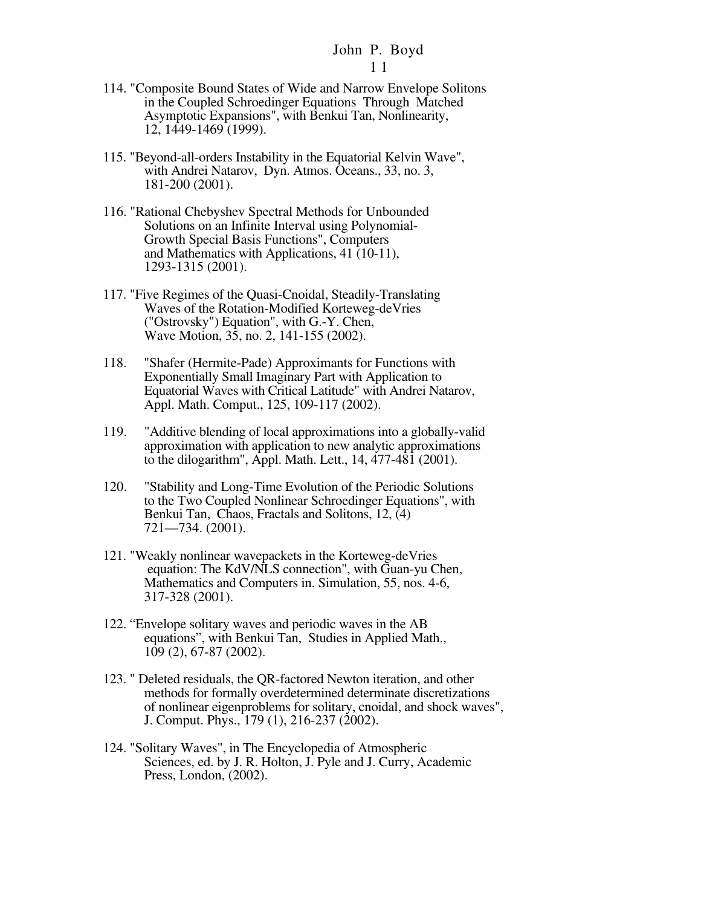114. "Composite Bound States of Wide and Narrow Envelope Solitons in the Coupled Schroedinger Equations Through Matched Asymptotic Expansions", with Benkui Tan, Nonlinearity, 12, 1449-1469 (1999).

115. "Beyond-all-orders Instability in the Equatorial Kelvin Wave", with Andrei Natarov, Dyn. Atmos. Oceans., 33, no. 3, 181-200 (2001).

116. "Rational Chebyshev Spectral Methods for Unbounded Solutions on an Infinite Interval using Polynomial-Growth Special Basis Functions", Computers and Mathematics with Applications, 41 (10-11), 1293-1315 (2001).

117. "Five Regimes of the Quasi-Cnoidal, Steadily-Translating Waves of the Rotation-Modified Korteweg-deVries ("Ostrovsky") Equation", with G.-Y. Chen, Wave Motion, 35, no. 2, 141-155 (2002).

118. "Shafer (Hermite-Pade) Approximants for Functions with Exponentially Small Imaginary Part with Application to Equatorial Waves with Critical Latitude" with Andrei Natarov, Appl. Math. Comput., 125, 109-117 (2002).

119. "Additive blending of local approximations into a globally-valid approximation with application to new analytic approximations to the dilogarithm", Appl. Math. Lett., 14, 477-481 (2001).

120. "Stability and Long-Time Evolution of the Periodic Solutions to the Two Coupled Nonlinear Schroedinger Equations", with Benkui Tan, Chaos, Fractals and Solitons, 12, (4) 721—734. (2001).

121. "Weakly nonlinear wavepackets in the Korteweg-deVries equation: The KdV/NLS connection", with Guan-yu Chen, Mathematics and Computers in. Simulation, 55, nos. 4-6, 317-328 (2001).

122. "Envelope solitary waves and periodic waves in the AB equations", with Benkui Tan, Studies in Applied Math., 109 (2), 67-87 (2002).

123. " Deleted residuals, the QR-factored Newton iteration, and other methods for formally overdetermined determinate discretizations of nonlinear eigenproblems for solitary, cnoidal, and shock waves", J. Comput. Phys., 179 (1), 216-237 (2002).

124. "Solitary Waves", in The Encyclopedia of Atmospheric Sciences, ed. by J. R. Holton, J. Pyle and J. Curry, Academic Press, London, (2002).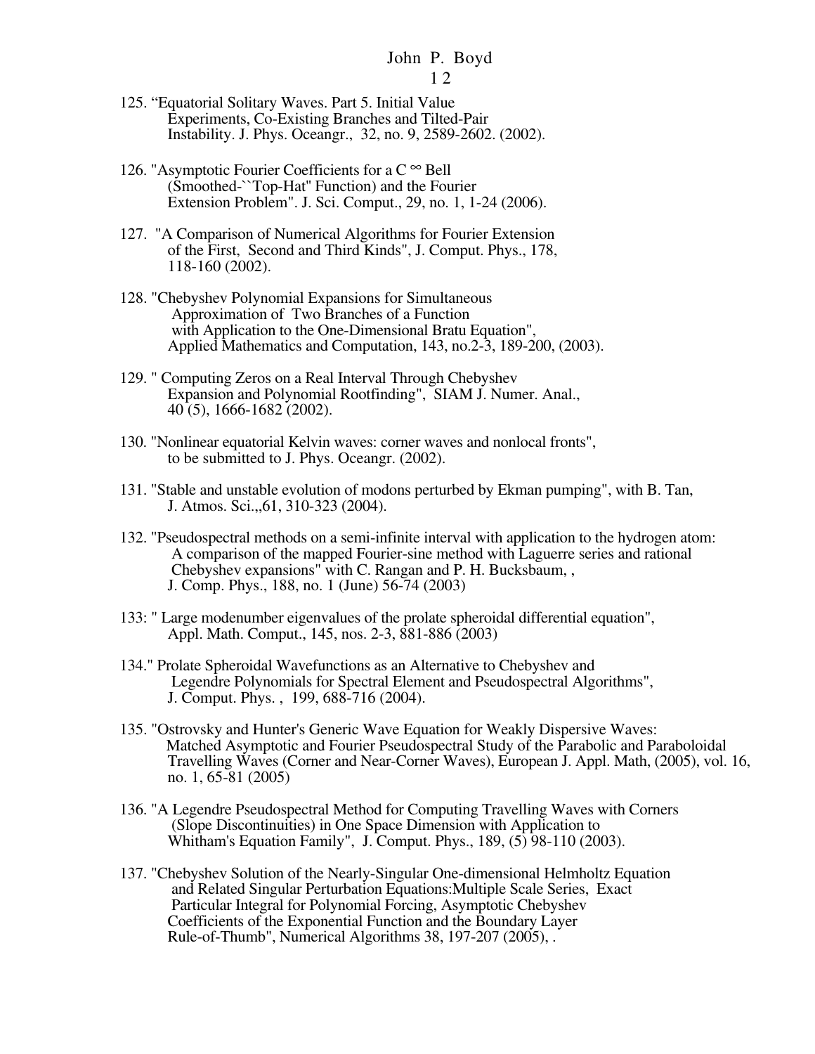125. "Equatorial Solitary Waves. Part 5. Initial Value Experiments, Co-Existing Branches and Tilted-Pair Instability. J. Phys. Oceangr., 32, no. 9, 2589-2602. (2002).

126. "Asymptotic Fourier Coefficients for a $C^{\infty}$ Bell (Smoothed-``Top-Hat" Function) and the Fourier Extension Problem". J. Sci. Comput., 29, no. 1, 1-24 (2006).

127. "A Comparison of Numerical Algorithms for Fourier Extension of the First, Second and Third Kinds", J. Comput. Phys., 178, 118-160 (2002).

128. "Chebyshev Polynomial Expansions for Simultaneous Approximation of Two Branches of a Function with Application to the One-Dimensional Bratu Equation", Applied Mathematics and Computation, 143, no.2-3, 189-200, (2003).

129. " Computing Zeros on a Real Interval Through Chebyshev Expansion and Polynomial Rootfinding", SIAM J. Numer. Anal., 40 (5), 1666-1682 (2002).

130. "Nonlinear equatorial Kelvin waves: corner waves and nonlocal fronts", to be submitted to J. Phys. Oceangr. (2002).

131. "Stable and unstable evolution of modons perturbed by Ekman pumping", with B. Tan, J. Atmos. Sci.,,61, 310-323 (2004).

132. "Pseudospectral methods on a semi-infinite interval with application to the hydrogen atom: A comparison of the mapped Fourier-sine method with Laguerre series and rational Chebyshev expansions" with C. Rangan and P. H. Bucksbaum, , J. Comp. Phys., 188, no. 1 (June) 56-74 (2003)

133: " Large modenumber eigenvalues of the prolate spheroidal differential equation", Appl. Math. Comput., 145, nos. 2-3, 881-886 (2003)

134." Prolate Spheroidal Wavefunctions as an Alternative to Chebyshev and Legendre Polynomials for Spectral Element and Pseudospectral Algorithms", J. Comput. Phys. , 199, 688-716 (2004).

135. "Ostrovsky and Hunter's Generic Wave Equation for Weakly Dispersive Waves: Matched Asymptotic and Fourier Pseudospectral Study of the Parabolic and Paraboloidal Travelling Waves (Corner and Near-Corner Waves), European J. Appl. Math, (2005), vol. 16, no. 1, 65-81 (2005)

136. "A Legendre Pseudospectral Method for Computing Travelling Waves with Corners (Slope Discontinuities) in One Space Dimension with Application to Whitham's Equation Family", J. Comput. Phys., 189, (5) 98-110 (2003).

137. "Chebyshev Solution of the Nearly-Singular One-dimensional Helmholtz Equation and Related Singular Perturbation Equations:Multiple Scale Series, Exact Particular Integral for Polynomial Forcing, Asymptotic Chebyshev Coefficients of the Exponential Function and the Boundary Layer Rule-of-Thumb", Numerical Algorithms 38, 197-207 (2005), .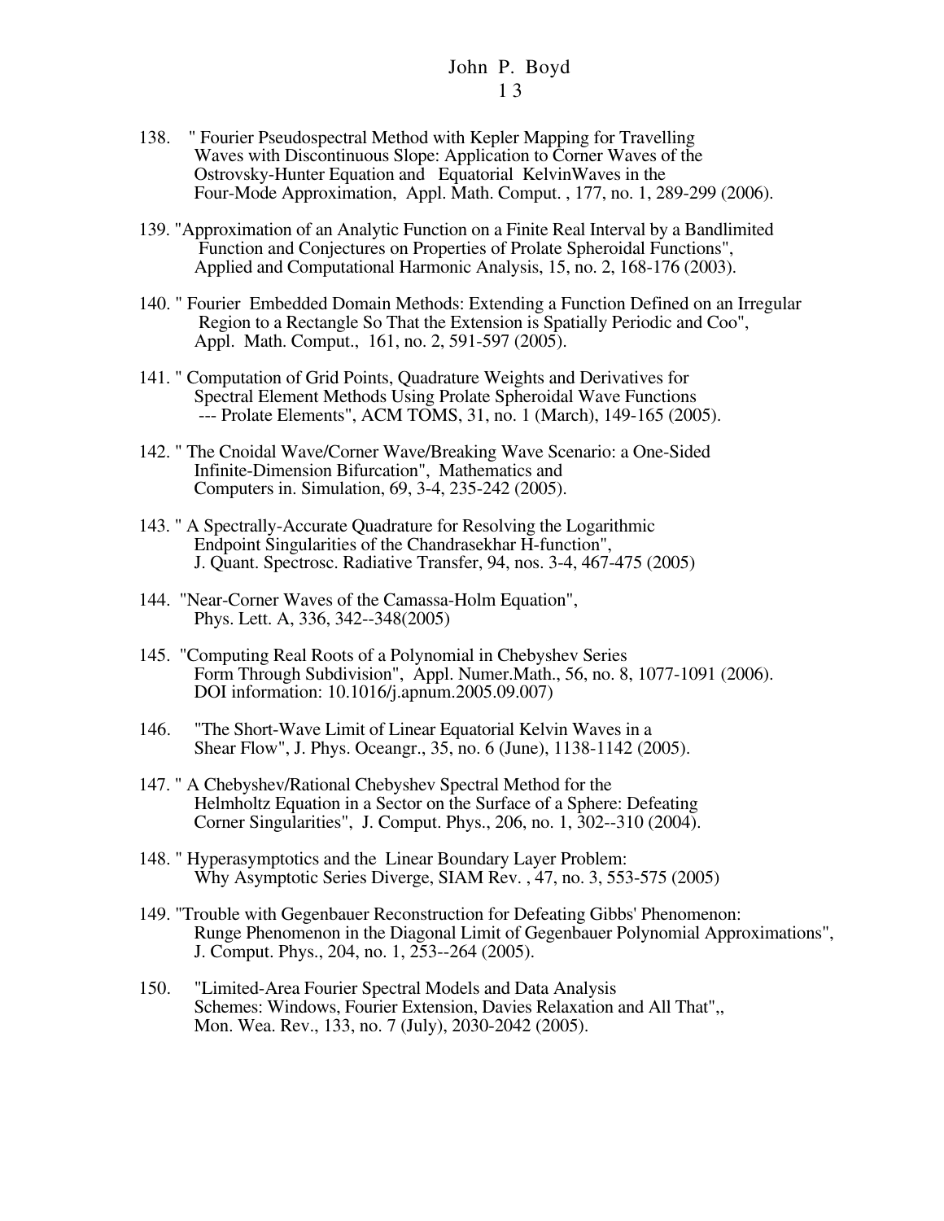138. " Fourier Pseudospectral Method with Kepler Mapping for Travelling Waves with Discontinuous Slope: Application to Corner Waves of the Ostrovsky-Hunter Equation and Equatorial KelvinWaves in the Four-Mode Approximation, Appl. Math. Comput. , 177, no. 1, 289-299 (2006).

139. "Approximation of an Analytic Function on a Finite Real Interval by a Bandlimited Function and Conjectures on Properties of Prolate Spheroidal Functions", Applied and Computational Harmonic Analysis, 15, no. 2, 168-176 (2003).

140. " Fourier Embedded Domain Methods: Extending a Function Defined on an Irregular Region to a Rectangle So That the Extension is Spatially Periodic and Coo", Appl. Math. Comput., 161, no. 2, 591-597 (2005).

141. " Computation of Grid Points, Quadrature Weights and Derivatives for Spectral Element Methods Using Prolate Spheroidal Wave Functions --- Prolate Elements", ACM TOMS, 31, no. 1 (March), 149-165 (2005).

142. " The Cnoidal Wave/Corner Wave/Breaking Wave Scenario: a One-Sided Infinite-Dimension Bifurcation", Mathematics and Computers in. Simulation, 69, 3-4, 235-242 (2005).

143. " A Spectrally-Accurate Quadrature for Resolving the Logarithmic Endpoint Singularities of the Chandrasekhar H-function", J. Quant. Spectrosc. Radiative Transfer, 94, nos. 3-4, 467-475 (2005)

144. "Near-Corner Waves of the Camassa-Holm Equation", Phys. Lett. A, 336, 342--348(2005)

145. "Computing Real Roots of a Polynomial in Chebyshev Series Form Through Subdivision", Appl. Numer.Math., 56, no. 8, 1077-1091 (2006). DOI information: 10.1016/j.apnum.2005.09.007)

146. "The Short-Wave Limit of Linear Equatorial Kelvin Waves in a Shear Flow", J. Phys. Oceangr., 35, no. 6 (June), 1138-1142 (2005).

147. " A Chebyshev/Rational Chebyshev Spectral Method for the Helmholtz Equation in a Sector on the Surface of a Sphere: Defeating Corner Singularities", J. Comput. Phys., 206, no. 1, 302--310 (2004).

148. " Hyperasymptotics and the Linear Boundary Layer Problem: Why Asymptotic Series Diverge, SIAM Rev. , 47, no. 3, 553-575 (2005)

149. "Trouble with Gegenbauer Reconstruction for Defeating Gibbs' Phenomenon: Runge Phenomenon in the Diagonal Limit of Gegenbauer Polynomial Approximations", J. Comput. Phys., 204, no. 1, 253--264 (2005).

150. "Limited-Area Fourier Spectral Models and Data Analysis Schemes: Windows, Fourier Extension, Davies Relaxation and All That",, Mon. Wea. Rev., 133, no. 7 (July), 2030-2042 (2005).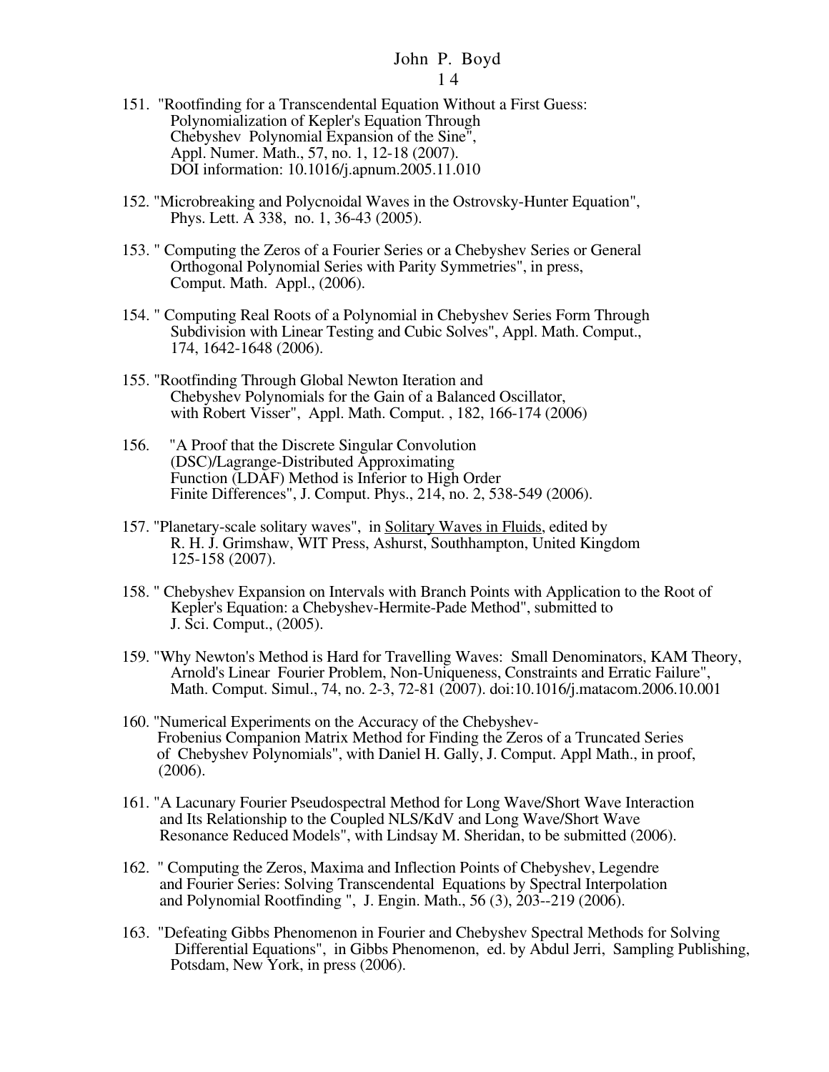151. "Rootfinding for a Transcendental Equation Without a First Guess: Polynomialization of Kepler's Equation Through Chebyshev Polynomial Expansion of the Sine", Appl. Numer. Math., 57, no. 1, 12-18 (2007). DOI information: 10.1016/j.apnum.2005.11.010

152. "Microbreaking and Polycnoidal Waves in the Ostrovsky-Hunter Equation", Phys. Lett. A 338, no. 1, 36-43 (2005).

153. " Computing the Zeros of a Fourier Series or a Chebyshev Series or General Orthogonal Polynomial Series with Parity Symmetries", in press, Comput. Math. Appl., (2006).

154. " Computing Real Roots of a Polynomial in Chebyshev Series Form Through Subdivision with Linear Testing and Cubic Solves", Appl. Math. Comput., 174, 1642-1648 (2006).

155. "Rootfinding Through Global Newton Iteration and Chebyshev Polynomials for the Gain of a Balanced Oscillator, with Robert Visser", Appl. Math. Comput. , 182, 166-174 (2006)

156. "A Proof that the Discrete Singular Convolution (DSC)/Lagrange-Distributed Approximating Function (LDAF) Method is Inferior to High Order Finite Differences", J. Comput. Phys., 214, no. 2, 538-549 (2006).

157. "Planetary-scale solitary waves", in Solitary Waves in Fluids, edited by R. H. J. Grimshaw, WIT Press, Ashurst, Southhampton, United Kingdom 125-158 (2007).

158. " Chebyshev Expansion on Intervals with Branch Points with Application to the Root of Kepler's Equation: a Chebyshev-Hermite-Pade Method", submitted to J. Sci. Comput., (2005).

159. "Why Newton's Method is Hard for Travelling Waves: Small Denominators, KAM Theory, Arnold's Linear Fourier Problem, Non-Uniqueness, Constraints and Erratic Failure", Math. Comput. Simul., 74, no. 2-3, 72-81 (2007). doi:10.1016/j.matacom.2006.10.001

160. "Numerical Experiments on the Accuracy of the Chebyshev-Frobenius Companion Matrix Method for Finding the Zeros of a Truncated Series of Chebyshev Polynomials", with Daniel H. Gally, J. Comput. Appl Math., in proof, (2006).

161. "A Lacunary Fourier Pseudospectral Method for Long Wave/Short Wave Interaction and Its Relationship to the Coupled NLS/KdV and Long Wave/Short Wave Resonance Reduced Models", with Lindsay M. Sheridan, to be submitted (2006).

162. " Computing the Zeros, Maxima and Inflection Points of Chebyshev, Legendre and Fourier Series: Solving Transcendental Equations by Spectral Interpolation and Polynomial Rootfinding ", J. Engin. Math., 56 (3), 203--219 (2006).

163. "Defeating Gibbs Phenomenon in Fourier and Chebyshev Spectral Methods for Solving Differential Equations", in Gibbs Phenomenon, ed. by Abdul Jerri, Sampling Publishing, Potsdam, New York, in press (2006).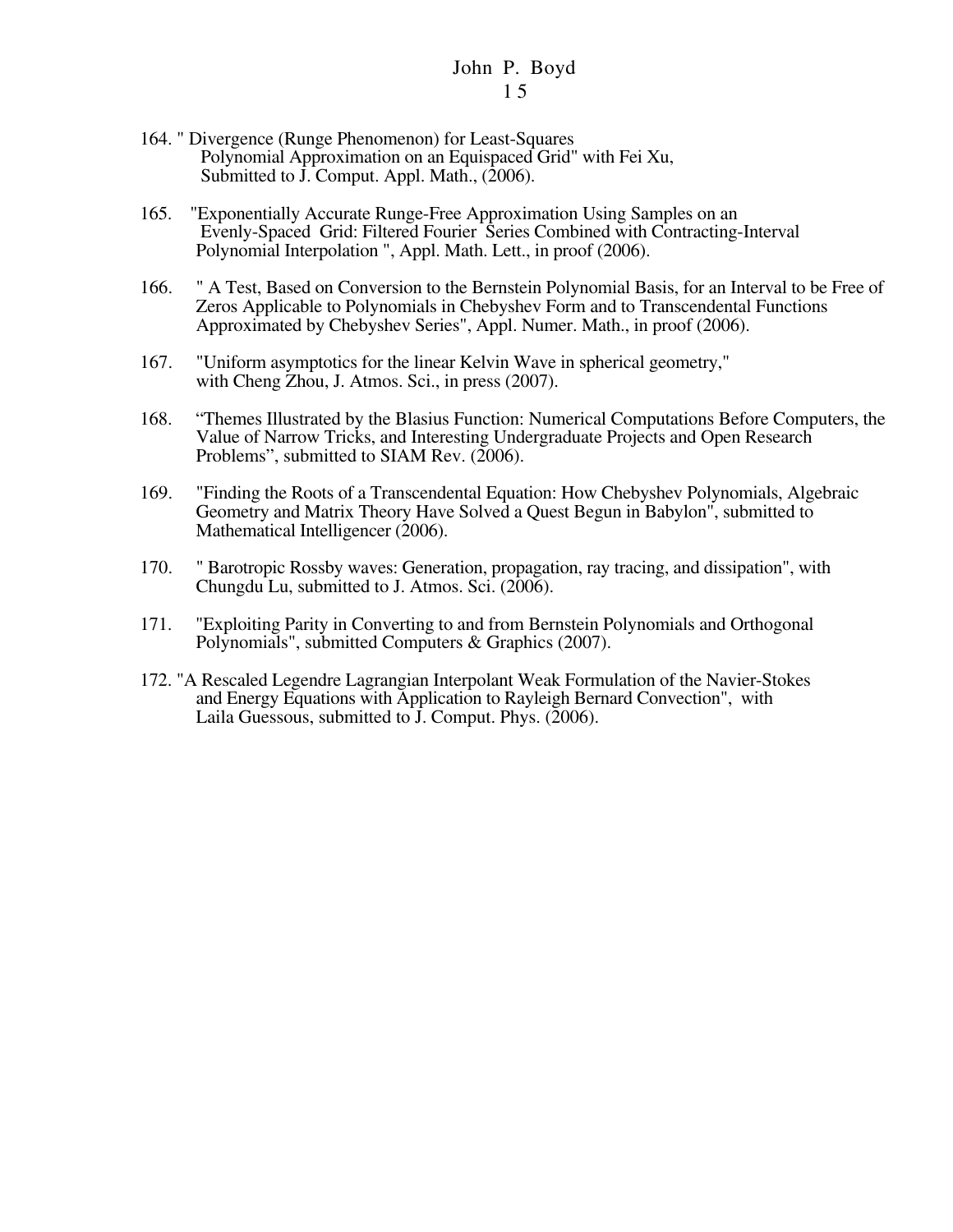164. " Divergence (Runge Phenomenon) for Least-Squares Polynomial Approximation on an Equispaced Grid" with Fei Xu, Submitted to J. Comput. Appl. Math., (2006).

165. "Exponentially Accurate Runge-Free Approximation Using Samples on an Evenly-Spaced Grid: Filtered Fourier Series Combined with Contracting-Interval Polynomial Interpolation ", Appl. Math. Lett., in proof (2006).

166. " A Test, Based on Conversion to the Bernstein Polynomial Basis, for an Interval to be Free of Zeros Applicable to Polynomials in Chebyshev Form and to Transcendental Functions Approximated by Chebyshev Series", Appl. Numer. Math., in proof (2006).

167. "Uniform asymptotics for the linear Kelvin Wave in spherical geometry," with Cheng Zhou, J. Atmos. Sci., in press (2007).

168. “Themes Illustrated by the Blasius Function: Numerical Computations Before Computers, the Value of Narrow Tricks, and Interesting Undergraduate Projects and Open Research Problems”, submitted to SIAM Rev. (2006).

169. "Finding the Roots of a Transcendental Equation: How Chebyshev Polynomials, Algebraic Geometry and Matrix Theory Have Solved a Quest Begun in Babylon", submitted to Mathematical Intelligencer (2006).

170. " Barotropic Rossby waves: Generation, propagation, ray tracing, and dissipation", with Chungdu Lu, submitted to J. Atmos. Sci. (2006).

171. "Exploiting Parity in Converting to and from Bernstein Polynomials and Orthogonal Polynomials", submitted Computers & Graphics (2007).

172. "A Rescaled Legendre Lagrangian Interpolant Weak Formulation of the Navier-Stokes and Energy Equations with Application to Rayleigh Bernard Convection", with Laila Guessous, submitted to J. Comput. Phys. (2006).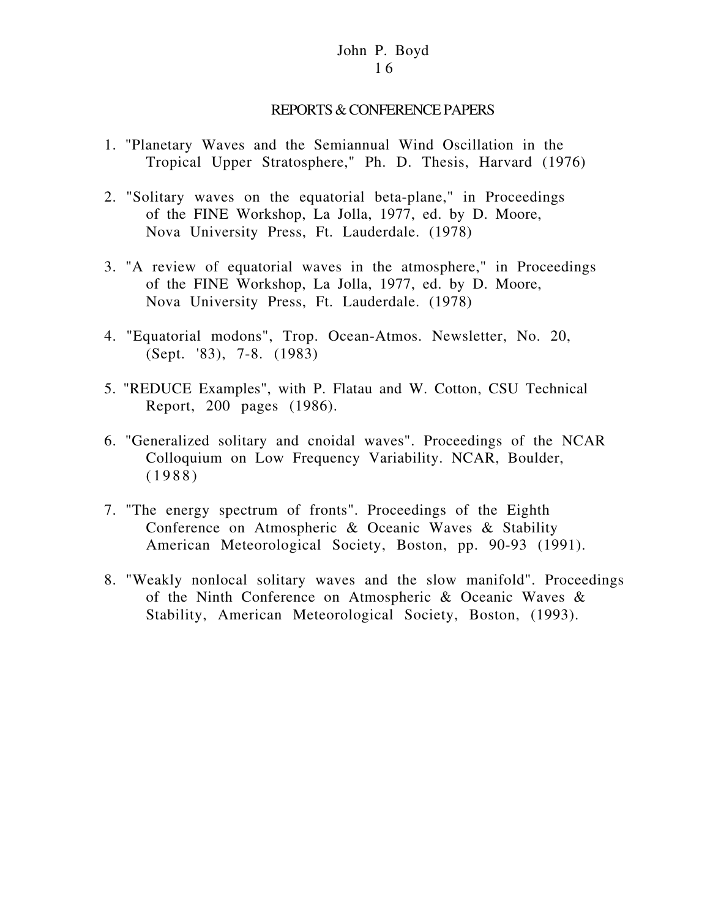## REPORTS & CONFERENCE PAPERS

1. "Planetary Waves and the Semiannual Wind Oscillation in the Tropical Upper Stratosphere," Ph. D. Thesis, Harvard (1976)

2. "Solitary waves on the equatorial beta-plane," in Proceedings of the FINE Workshop, La Jolla, 1977, ed. by D. Moore, Nova University Press, Ft. Lauderdale. (1978)

3. "A review of equatorial waves in the atmosphere," in Proceedings of the FINE Workshop, La Jolla, 1977, ed. by D. Moore, Nova University Press, Ft. Lauderdale. (1978)

4. "Equatorial modons", Trop. Ocean-Atmos. Newsletter, No. 20, (Sept. '83), 7-8. (1983)

5. "REDUCE Examples", with P. Flatau and W. Cotton, CSU Technical Report, 200 pages (1986).

6. "Generalized solitary and cnoidal waves". Proceedings of the NCAR Colloquium on Low Frequency Variability. NCAR, Boulder, (1988)

7. "The energy spectrum of fronts". Proceedings of the Eighth Conference on Atmospheric & Oceanic Waves & Stability American Meteorological Society, Boston, pp. 90-93 (1991).

8. "Weakly nonlocal solitary waves and the slow manifold". Proceedings of the Ninth Conference on Atmospheric & Oceanic Waves & Stability, American Meteorological Society, Boston, (1993).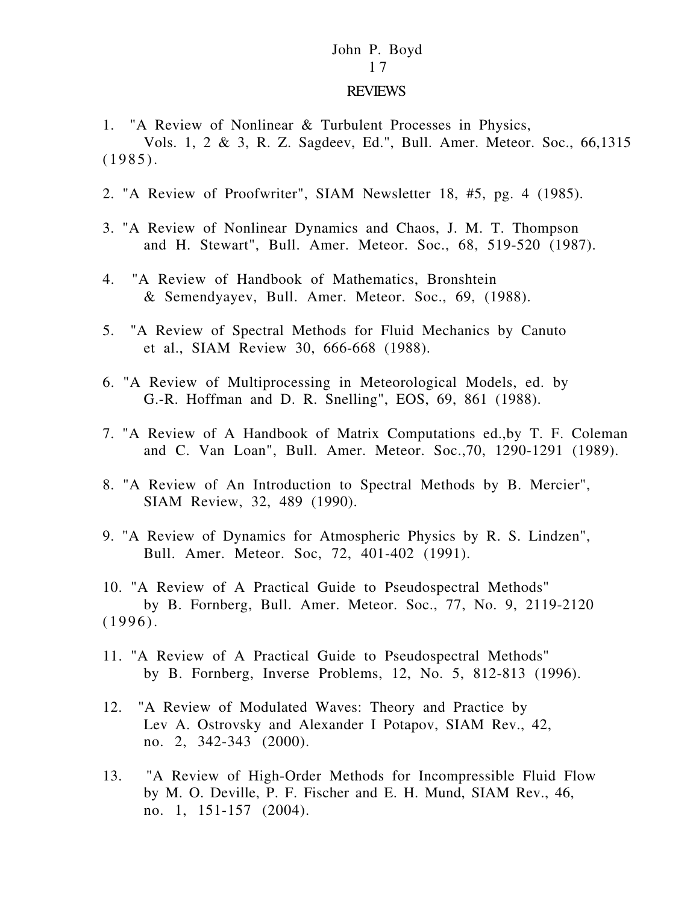## REVIEWS

1. "A Review of Nonlinear & Turbulent Processes in Physics, Vols. 1, 2 & 3, R. Z. Sagdeev, Ed.", Bull. Amer. Meteor. Soc., 66,1315 (1985).

2. "A Review of Proofwriter", SIAM Newsletter 18, #5, pg. 4 (1985).

3. "A Review of Nonlinear Dynamics and Chaos, J. M. T. Thompson and H. Stewart", Bull. Amer. Meteor. Soc., 68, 519-520 (1987).

4. "A Review of Handbook of Mathematics, Bronshtein & Semendyayev, Bull. Amer. Meteor. Soc., 69, (1988).

5. "A Review of Spectral Methods for Fluid Mechanics by Canuto et al., SIAM Review 30, 666-668 (1988).

6. "A Review of Multiprocessing in Meteorological Models, ed. by G.-R. Hoffman and D. R. Snelling", EOS, 69, 861 (1988).

7. "A Review of A Handbook of Matrix Computations ed.,by T. F. Coleman and C. Van Loan", Bull. Amer. Meteor. Soc.,70, 1290-1291 (1989).

8. "A Review of An Introduction to Spectral Methods by B. Mercier", SIAM Review, 32, 489 (1990).

9. "A Review of Dynamics for Atmospheric Physics by R. S. Lindzen", Bull. Amer. Meteor. Soc, 72, 401-402 (1991).

10. "A Review of A Practical Guide to Pseudospectral Methods" by B. Fornberg, Bull. Amer. Meteor. Soc., 77, No. 9, 2119-2120 (1996).

11. "A Review of A Practical Guide to Pseudospectral Methods" by B. Fornberg, Inverse Problems, 12, No. 5, 812-813 (1996).

12. "A Review of Modulated Waves: Theory and Practice by Lev A. Ostrovsky and Alexander I Potapov, SIAM Rev., 42, no. 2, 342-343 (2000).

13. "A Review of High-Order Methods for Incompressible Fluid Flow by M. O. Deville, P. F. Fischer and E. H. Mund, SIAM Rev., 46, no. 1, 151-157 (2004).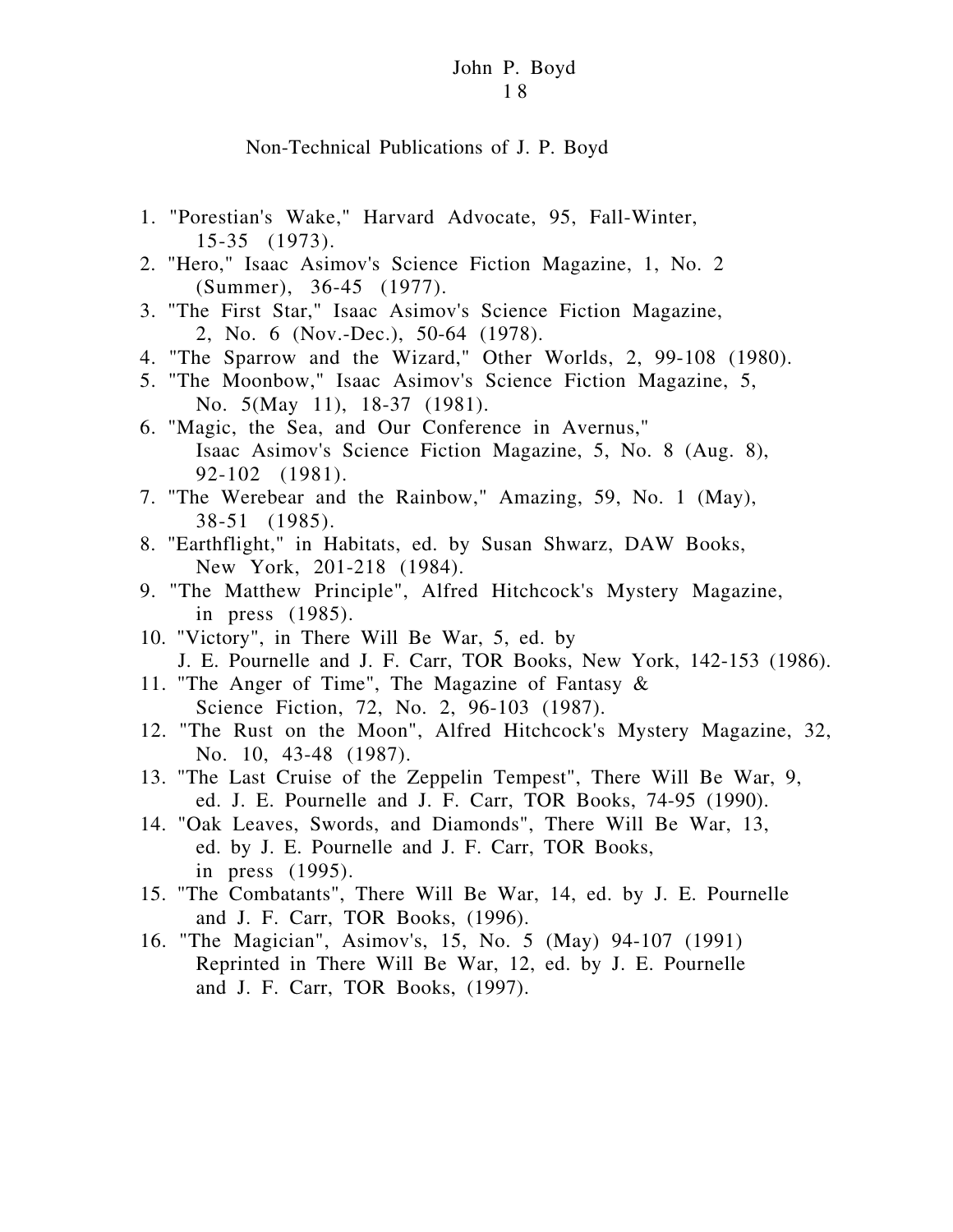## Non-Technical Publications of J. P. Boyd

1. "Porestian's Wake," Harvard Advocate, 95, Fall-Winter, 15-35 (1973).
2. "Hero," Isaac Asimov's Science Fiction Magazine, 1, No. 2 (Summer), 36-45 (1977).
3. "The First Star," Isaac Asimov's Science Fiction Magazine, 2, No. 6 (Nov.-Dec.), 50-64 (1978).
4. "The Sparrow and the Wizard," Other Worlds, 2, 99-108 (1980).
5. "The Moonbow," Isaac Asimov's Science Fiction Magazine, 5, No. 5(May 11), 18-37 (1981).
6. "Magic, the Sea, and Our Conference in Avernus," Isaac Asimov's Science Fiction Magazine, 5, No. 8 (Aug. 8), 92-102 (1981).
7. "The Werebear and the Rainbow," Amazing, 59, No. 1 (May), 38-51 (1985).
8. "Earthflight," in Habitats, ed. by Susan Shwarz, DAW Books, New York, 201-218 (1984).
9. "The Matthew Principle", Alfred Hitchcock's Mystery Magazine, in press (1985).
10. "Victory", in There Will Be War, 5, ed. by J. E. Pournelle and J. F. Carr, TOR Books, New York, 142-153 (1986).
11. "The Anger of Time", The Magazine of Fantasy & Science Fiction, 72, No. 2, 96-103 (1987).
12. "The Rust on the Moon", Alfred Hitchcock's Mystery Magazine, 32, No. 10, 43-48 (1987).
13. "The Last Cruise of the Zeppelin Tempest", There Will Be War, 9, ed. J. E. Pournelle and J. F. Carr, TOR Books, 74-95 (1990).
14. "Oak Leaves, Swords, and Diamonds", There Will Be War, 13, ed. by J. E. Pournelle and J. F. Carr, TOR Books, in press (1995).
15. "The Combatants", There Will Be War, 14, ed. by J. E. Pournelle and J. F. Carr, TOR Books, (1996).
16. "The Magician", Asimov's, 15, No. 5 (May) 94-107 (1991) Reprinted in There Will Be War, 12, ed. by J. E. Pournelle and J. F. Carr, TOR Books, (1997).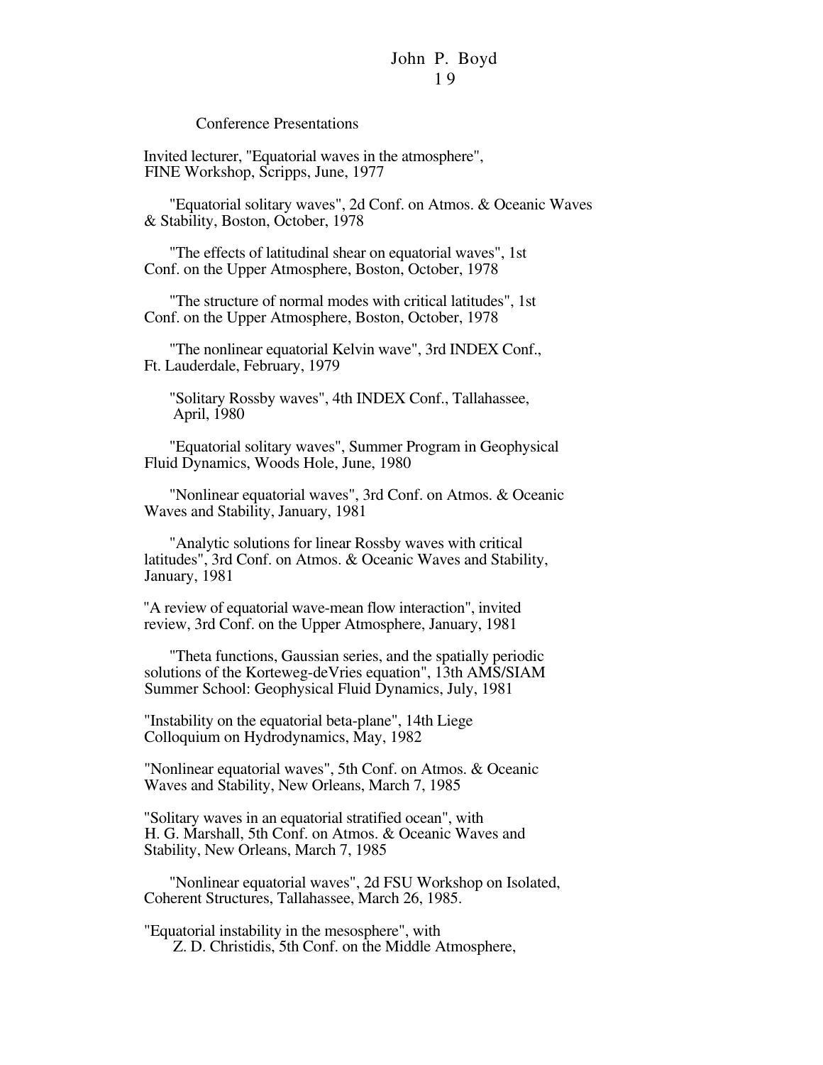## Conference Presentations

Invited lecturer, "Equatorial waves in the atmosphere", FINE Workshop, Scripps, June, 1977

"Equatorial solitary waves", 2d Conf. on Atmos. & Oceanic Waves & Stability, Boston, October, 1978

"The effects of latitudinal shear on equatorial waves", 1st Conf. on the Upper Atmosphere, Boston, October, 1978

"The structure of normal modes with critical latitudes", 1st Conf. on the Upper Atmosphere, Boston, October, 1978

"The nonlinear equatorial Kelvin wave", 3rd INDEX Conf., Ft. Lauderdale, February, 1979

"Solitary Rossby waves", 4th INDEX Conf., Tallahassee, April, 1980

"Equatorial solitary waves", Summer Program in Geophysical Fluid Dynamics, Woods Hole, June, 1980

"Nonlinear equatorial waves", 3rd Conf. on Atmos. & Oceanic Waves and Stability, January, 1981

"Analytic solutions for linear Rossby waves with critical latitudes", 3rd Conf. on Atmos. & Oceanic Waves and Stability, January, 1981

"A review of equatorial wave-mean flow interaction", invited review, 3rd Conf. on the Upper Atmosphere, January, 1981

"Theta functions, Gaussian series, and the spatially periodic solutions of the Korteweg-deVries equation", 13th AMS/SIAM Summer School: Geophysical Fluid Dynamics, July, 1981

"Instability on the equatorial beta-plane", 14th Liege Colloquium on Hydrodynamics, May, 1982

"Nonlinear equatorial waves", 5th Conf. on Atmos. & Oceanic Waves and Stability, New Orleans, March 7, 1985

"Solitary waves in an equatorial stratified ocean", with H. G. Marshall, 5th Conf. on Atmos. & Oceanic Waves and Stability, New Orleans, March 7, 1985

"Nonlinear equatorial waves", 2d FSU Workshop on Isolated, Coherent Structures, Tallahassee, March 26, 1985.

"Equatorial instability in the mesosphere", with Z. D. Christidis, 5th Conf. on the Middle Atmosphere,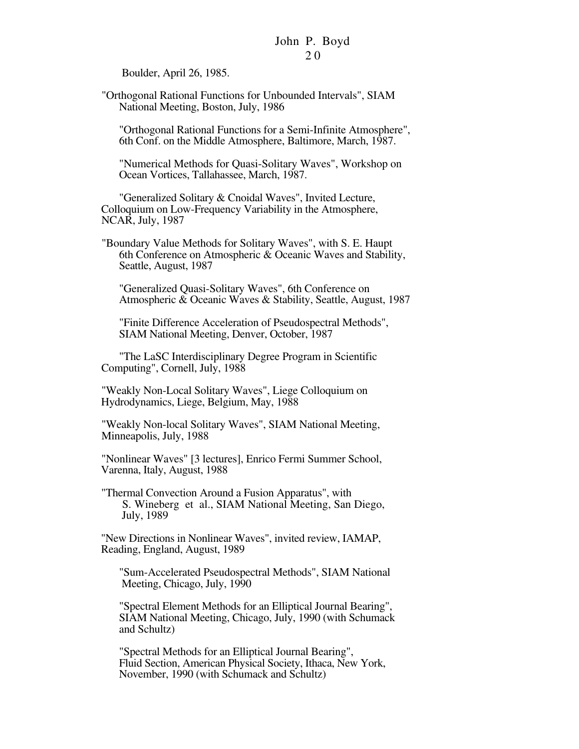Boulder, April 26, 1985.

"Orthogonal Rational Functions for Unbounded Intervals", SIAM National Meeting, Boston, July, 1986

"Orthogonal Rational Functions for a Semi-Infinite Atmosphere", 6th Conf. on the Middle Atmosphere, Baltimore, March, 1987.

"Numerical Methods for Quasi-Solitary Waves", Workshop on Ocean Vortices, Tallahassee, March, 1987.

"Generalized Solitary & Cnoidal Waves", Invited Lecture, Colloquium on Low-Frequency Variability in the Atmosphere, NCAR, July, 1987

"Boundary Value Methods for Solitary Waves", with S. E. Haupt 6th Conference on Atmospheric & Oceanic Waves and Stability, Seattle, August, 1987

"Generalized Quasi-Solitary Waves", 6th Conference on Atmospheric & Oceanic Waves & Stability, Seattle, August, 1987

"Finite Difference Acceleration of Pseudospectral Methods", SIAM National Meeting, Denver, October, 1987

"The LaSC Interdisciplinary Degree Program in Scientific Computing", Cornell, July, 1988

"Weakly Non-Local Solitary Waves", Liege Colloquium on Hydrodynamics, Liege, Belgium, May, 1988

"Weakly Non-local Solitary Waves", SIAM National Meeting, Minneapolis, July, 1988

"Nonlinear Waves" [3 lectures], Enrico Fermi Summer School, Varenna, Italy, August, 1988

"Thermal Convection Around a Fusion Apparatus", with S. Wineberg et al., SIAM National Meeting, San Diego, July, 1989

"New Directions in Nonlinear Waves", invited review, IAMAP, Reading, England, August, 1989

"Sum-Accelerated Pseudospectral Methods", SIAM National Meeting, Chicago, July, 1990

"Spectral Element Methods for an Elliptical Journal Bearing", SIAM National Meeting, Chicago, July, 1990 (with Schumack and Schultz)

"Spectral Methods for an Elliptical Journal Bearing", Fluid Section, American Physical Society, Ithaca, New York, November, 1990 (with Schumack and Schultz)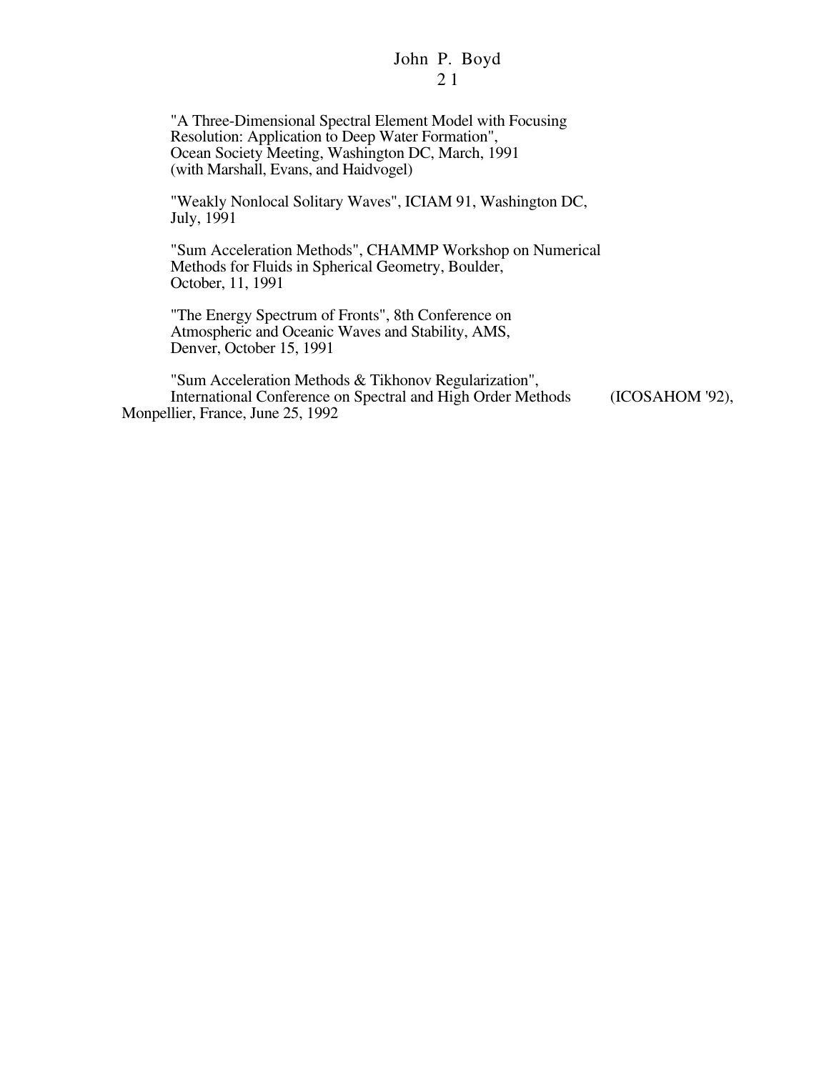"A Three-Dimensional Spectral Element Model with Focusing Resolution: Application to Deep Water Formation", Ocean Society Meeting, Washington DC, March, 1991 (with Marshall, Evans, and Haidvogel)

"Weakly Nonlocal Solitary Waves", ICIAM 91, Washington DC, July, 1991

"Sum Acceleration Methods", CHAMMP Workshop on Numerical Methods for Fluids in Spherical Geometry, Boulder, October, 11, 1991

"The Energy Spectrum of Fronts", 8th Conference on Atmospheric and Oceanic Waves and Stability, AMS, Denver, October 15, 1991

"Sum Acceleration Methods & Tikhonov Regularization", International Conference on Spectral and High Order Methods (ICOSAHOM '92), Monpellier, France, June 25, 1992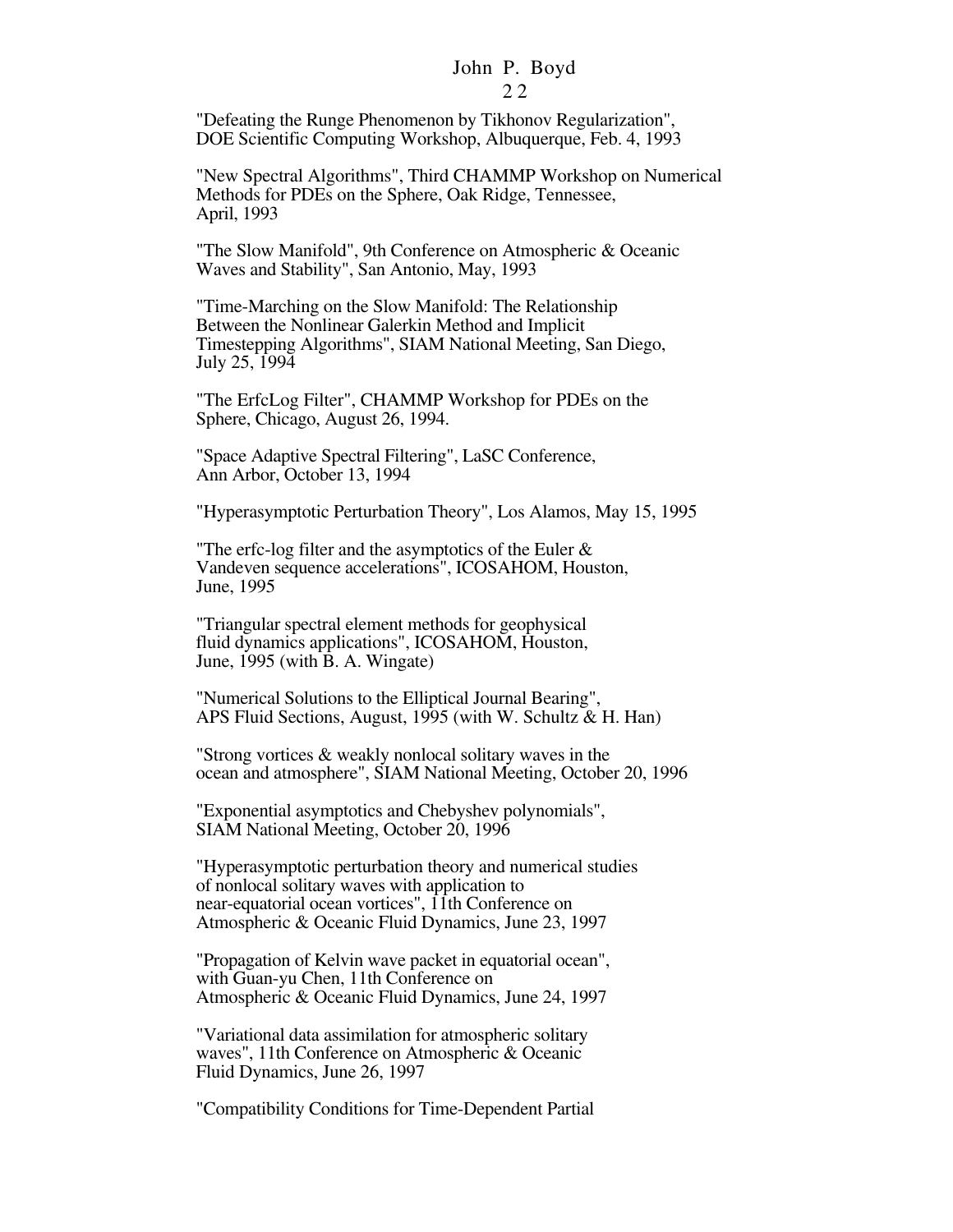"Defeating the Runge Phenomenon by Tikhonov Regularization", DOE Scientific Computing Workshop, Albuquerque, Feb. 4, 1993

"New Spectral Algorithms", Third CHAMMP Workshop on Numerical Methods for PDEs on the Sphere, Oak Ridge, Tennessee, April, 1993

"The Slow Manifold", 9th Conference on Atmospheric & Oceanic Waves and Stability", San Antonio, May, 1993

"Time-Marching on the Slow Manifold: The Relationship Between the Nonlinear Galerkin Method and Implicit Timestepping Algorithms", SIAM National Meeting, San Diego, July 25, 1994

"The ErfcLog Filter", CHAMMP Workshop for PDEs on the Sphere, Chicago, August 26, 1994.

"Space Adaptive Spectral Filtering", LaSC Conference, Ann Arbor, October 13, 1994

"Hyperasymptotic Perturbation Theory", Los Alamos, May 15, 1995

"The erfc-log filter and the asymptotics of the Euler & Vandeven sequence accelerations", ICOSAHOM, Houston, June, 1995

"Triangular spectral element methods for geophysical fluid dynamics applications", ICOSAHOM, Houston, June, 1995 (with B. A. Wingate)

"Numerical Solutions to the Elliptical Journal Bearing", APS Fluid Sections, August, 1995 (with W. Schultz & H. Han)

"Strong vortices & weakly nonlocal solitary waves in the ocean and atmosphere", SIAM National Meeting, October 20, 1996

"Exponential asymptotics and Chebyshev polynomials", SIAM National Meeting, October 20, 1996

"Hyperasymptotic perturbation theory and numerical studies of nonlocal solitary waves with application to near-equatorial ocean vortices", 11th Conference on Atmospheric & Oceanic Fluid Dynamics, June 23, 1997

"Propagation of Kelvin wave packet in equatorial ocean", with Guan-yu Chen, 11th Conference on Atmospheric & Oceanic Fluid Dynamics, June 24, 1997

"Variational data assimilation for atmospheric solitary waves", 11th Conference on Atmospheric & Oceanic Fluid Dynamics, June 26, 1997

"Compatibility Conditions for Time-Dependent Partial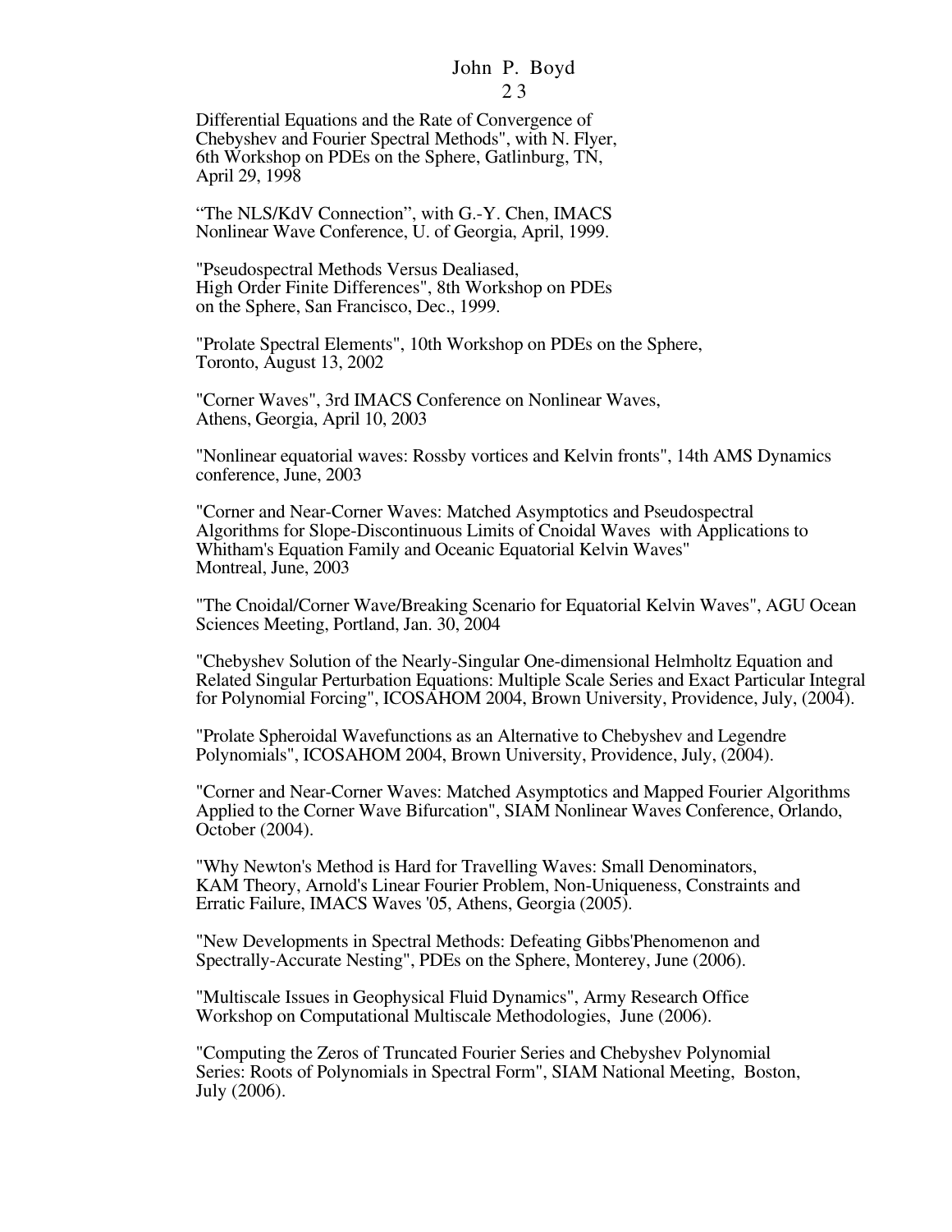Differential Equations and the Rate of Convergence of Chebyshev and Fourier Spectral Methods", with N. Flyer, 6th Workshop on PDEs on the Sphere, Gatlinburg, TN, April 29, 1998

“The NLS/KdV Connection”, with G.-Y. Chen, IMACS Nonlinear Wave Conference, U. of Georgia, April, 1999.

"Pseudospectral Methods Versus Dealiased, High Order Finite Differences", 8th Workshop on PDEs on the Sphere, San Francisco, Dec., 1999.

"Prolate Spectral Elements", 10th Workshop on PDEs on the Sphere, Toronto, August 13, 2002

"Corner Waves", 3rd IMACS Conference on Nonlinear Waves, Athens, Georgia, April 10, 2003

"Nonlinear equatorial waves: Rossby vortices and Kelvin fronts", 14th AMS Dynamics conference, June, 2003

"Corner and Near-Corner Waves: Matched Asymptotics and Pseudospectral Algorithms for Slope-Discontinuous Limits of Cnoidal Waves with Applications to Whitham's Equation Family and Oceanic Equatorial Kelvin Waves" Montreal, June, 2003

"The Cnoidal/Corner Wave/Breaking Scenario for Equatorial Kelvin Waves", AGU Ocean Sciences Meeting, Portland, Jan. 30, 2004

"Chebyshev Solution of the Nearly-Singular One-dimensional Helmholtz Equation and Related Singular Perturbation Equations: Multiple Scale Series and Exact Particular Integral for Polynomial Forcing", ICOSAHOM 2004, Brown University, Providence, July, (2004).

"Prolate Spheroidal Wavefunctions as an Alternative to Chebyshev and Legendre Polynomials", ICOSAHOM 2004, Brown University, Providence, July, (2004).

"Corner and Near-Corner Waves: Matched Asymptotics and Mapped Fourier Algorithms Applied to the Corner Wave Bifurcation", SIAM Nonlinear Waves Conference, Orlando, October (2004).

"Why Newton's Method is Hard for Travelling Waves: Small Denominators, KAM Theory, Arnold's Linear Fourier Problem, Non-Uniqueness, Constraints and Erratic Failure, IMACS Waves '05, Athens, Georgia (2005).

"New Developments in Spectral Methods: Defeating Gibbs'Phenomenon and Spectrally-Accurate Nesting", PDEs on the Sphere, Monterey, June (2006).

"Multiscale Issues in Geophysical Fluid Dynamics", Army Research Office Workshop on Computational Multiscale Methodologies, June (2006).

"Computing the Zeros of Truncated Fourier Series and Chebyshev Polynomial Series: Roots of Polynomials in Spectral Form", SIAM National Meeting, Boston, July (2006).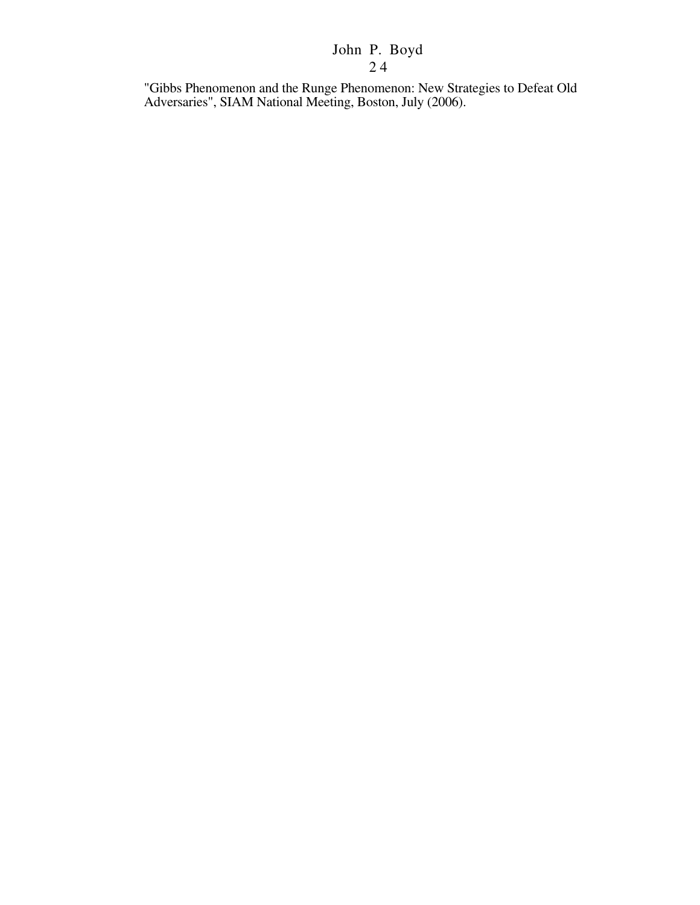"Gibbs Phenomenon and the Runge Phenomenon: New Strategies to Defeat Old Adversaries", SIAM National Meeting, Boston, July (2006).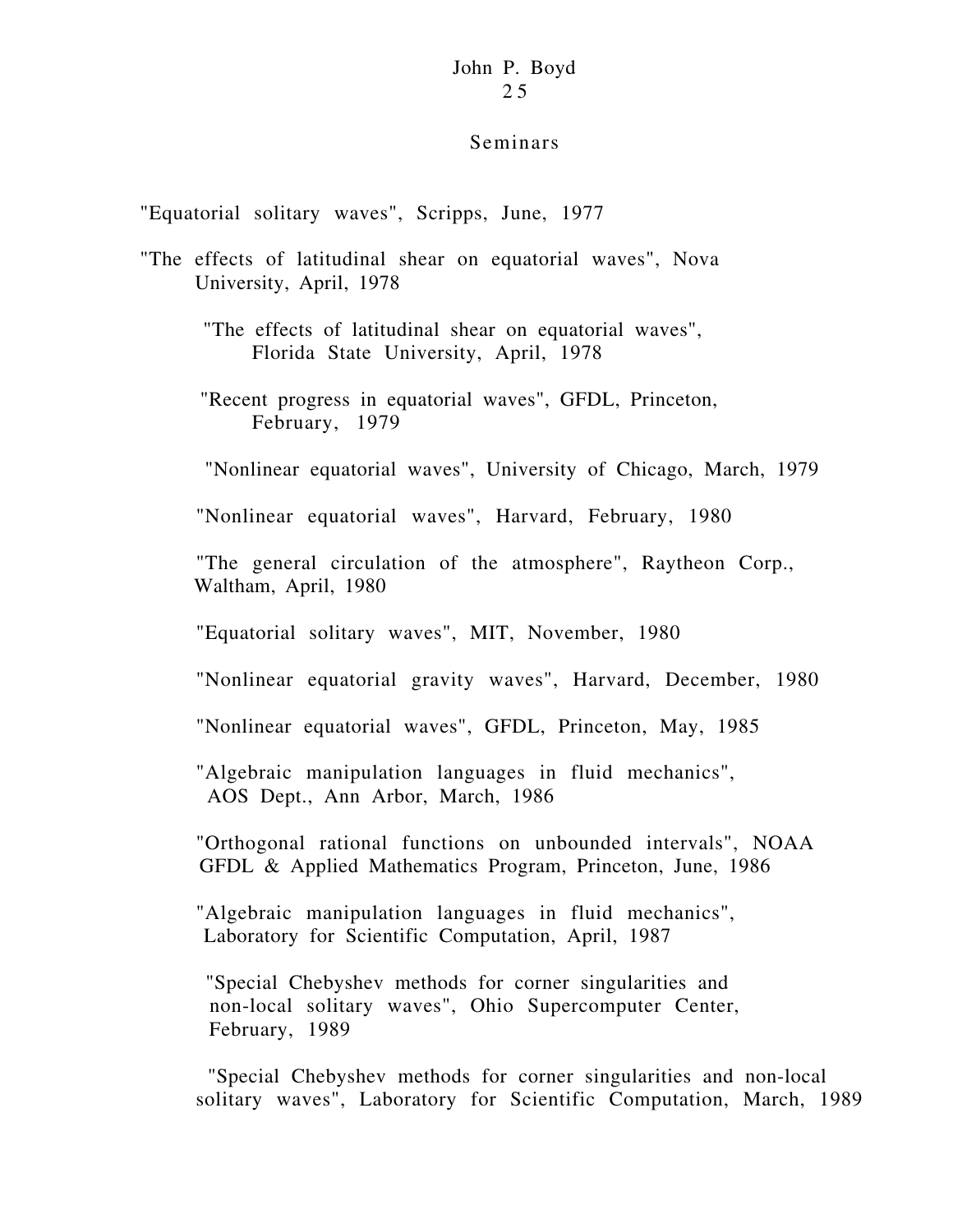## Seminars

"Equatorial solitary waves", Scripps, June, 1977

"The effects of latitudinal shear on equatorial waves", Nova University, April, 1978

"The effects of latitudinal shear on equatorial waves", Florida State University, April, 1978

"Recent progress in equatorial waves", GFDL, Princeton, February, 1979

"Nonlinear equatorial waves", University of Chicago, March, 1979

"Nonlinear equatorial waves", Harvard, February, 1980

"The general circulation of the atmosphere", Raytheon Corp., Waltham, April, 1980

"Equatorial solitary waves", MIT, November, 1980

"Nonlinear equatorial gravity waves", Harvard, December, 1980

"Nonlinear equatorial waves", GFDL, Princeton, May, 1985

"Algebraic manipulation languages in fluid mechanics", AOS Dept., Ann Arbor, March, 1986

"Orthogonal rational functions on unbounded intervals", NOAA GFDL & Applied Mathematics Program, Princeton, June, 1986

"Algebraic manipulation languages in fluid mechanics", Laboratory for Scientific Computation, April, 1987

"Special Chebyshev methods for corner singularities and non-local solitary waves", Ohio Supercomputer Center, February, 1989

"Special Chebyshev methods for corner singularities and non-local solitary waves", Laboratory for Scientific Computation, March, 1989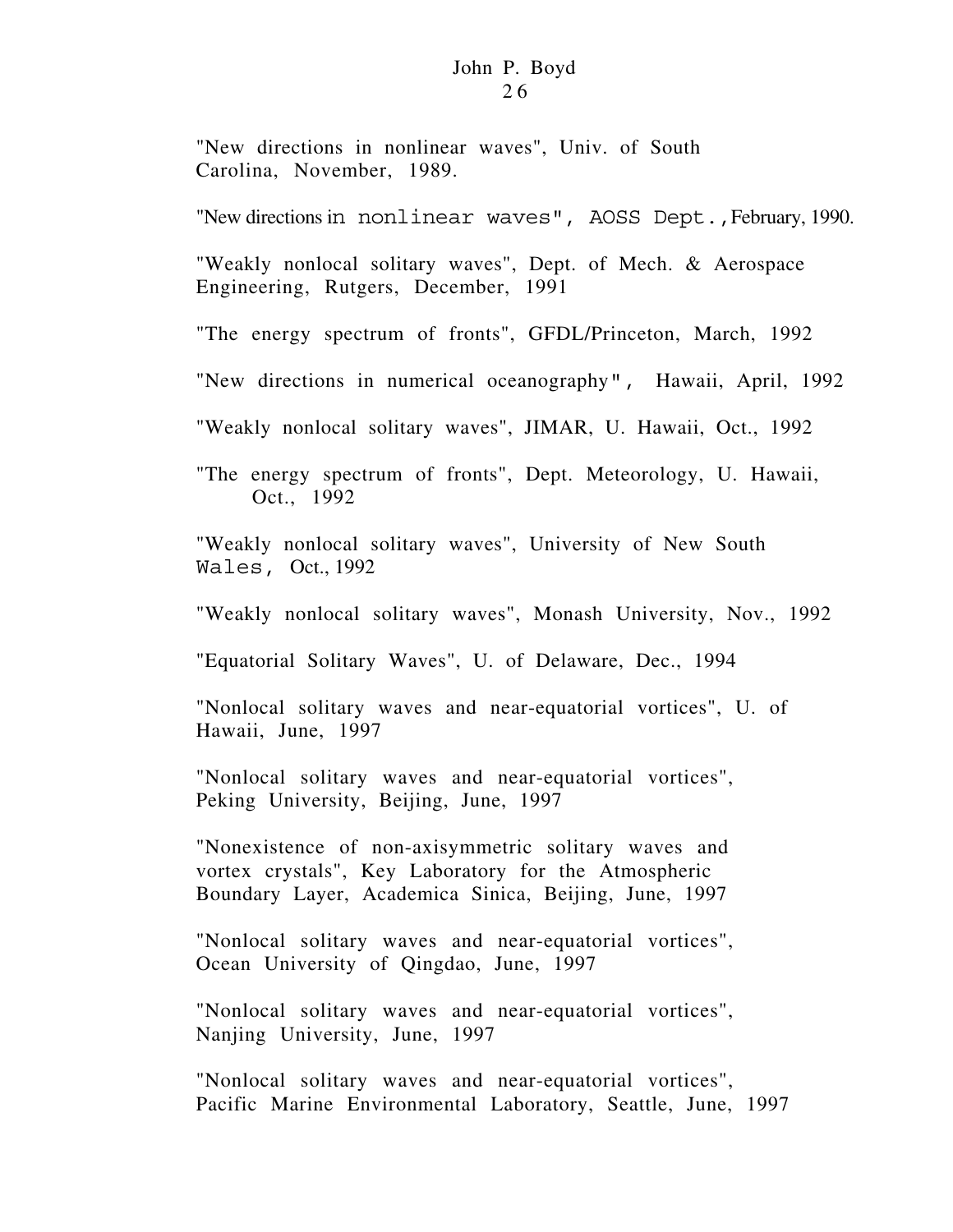"New directions in nonlinear waves", Univ. of South Carolina, November, 1989.

"New directions in nonlinear waves", AOSS Dept., February, 1990.

"Weakly nonlocal solitary waves", Dept. of Mech. & Aerospace Engineering, Rutgers, December, 1991

"The energy spectrum of fronts", GFDL/Princeton, March, 1992

"New directions in numerical oceanography", Hawaii, April, 1992

"Weakly nonlocal solitary waves", JIMAR, U. Hawaii, Oct., 1992

"The energy spectrum of fronts", Dept. Meteorology, U. Hawaii, Oct., 1992

"Weakly nonlocal solitary waves", University of New South Wales, Oct., 1992

"Weakly nonlocal solitary waves", Monash University, Nov., 1992

"Equatorial Solitary Waves", U. of Delaware, Dec., 1994

"Nonlocal solitary waves and near-equatorial vortices", U. of Hawaii, June, 1997

"Nonlocal solitary waves and near-equatorial vortices", Peking University, Beijing, June, 1997

"Nonexistence of non-axisymmetric solitary waves and vortex crystals", Key Laboratory for the Atmospheric Boundary Layer, Academica Sinica, Beijing, June, 1997

"Nonlocal solitary waves and near-equatorial vortices", Ocean University of Qingdao, June, 1997

"Nonlocal solitary waves and near-equatorial vortices", Nanjing University, June, 1997

"Nonlocal solitary waves and near-equatorial vortices", Pacific Marine Environmental Laboratory, Seattle, June, 1997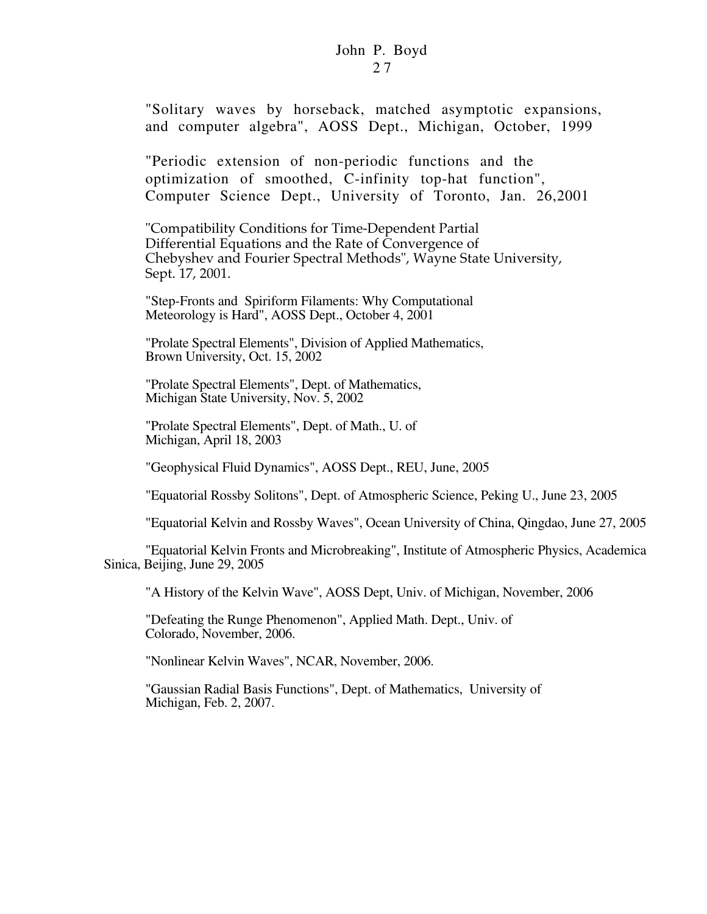"Solitary waves by horseback, matched asymptotic expansions, and computer algebra", AOSS Dept., Michigan, October, 1999

"Periodic extension of non-periodic functions and the optimization of smoothed, C-infinity top-hat function", Computer Science Dept., University of Toronto, Jan. 26,2001

"Compatibility Conditions for Time-Dependent Partial Differential Equations and the Rate of Convergence of Chebyshev and Fourier Spectral Methods", Wayne State University, Sept. 17, 2001.

"Step-Fronts and Spiriform Filaments: Why Computational Meteorology is Hard", AOSS Dept., October 4, 2001

"Prolate Spectral Elements", Division of Applied Mathematics, Brown University, Oct. 15, 2002

"Prolate Spectral Elements", Dept. of Mathematics, Michigan State University, Nov. 5, 2002

"Prolate Spectral Elements", Dept. of Math., U. of Michigan, April 18, 2003

"Geophysical Fluid Dynamics", AOSS Dept., REU, June, 2005

"Equatorial Rossby Solitons", Dept. of Atmospheric Science, Peking U., June 23, 2005

"Equatorial Kelvin and Rossby Waves", Ocean University of China, Qingdao, June 27, 2005

"Equatorial Kelvin Fronts and Microbreaking", Institute of Atmospheric Physics, Academica Sinica, Beijing, June 29, 2005

"A History of the Kelvin Wave", AOSS Dept, Univ. of Michigan, November, 2006

"Defeating the Runge Phenomenon", Applied Math. Dept., Univ. of Colorado, November, 2006.

"Nonlinear Kelvin Waves", NCAR, November, 2006.

"Gaussian Radial Basis Functions", Dept. of Mathematics, University of Michigan, Feb. 2, 2007.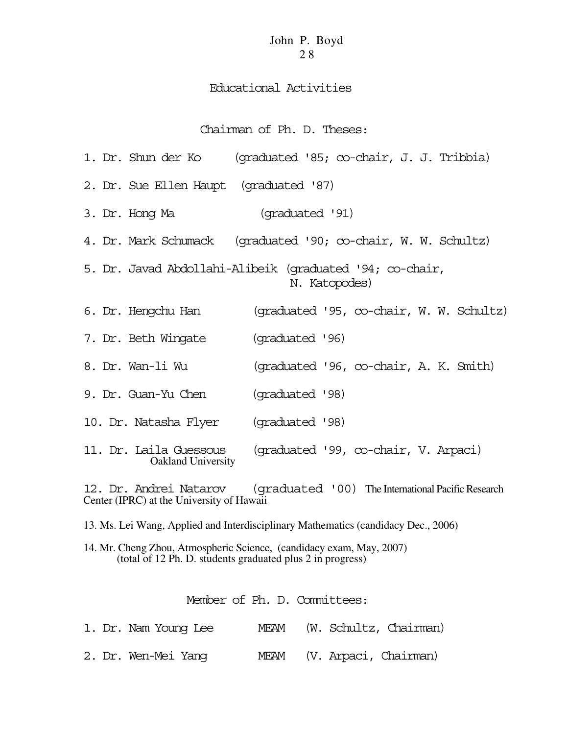## Educational Activities

### Chairman of Ph. D. Theses:

1. Dr. Shun der Ko (graduated '85; co-chair, J. J. Tribbia)
2. Dr. Sue Ellen Haupt (graduated '87)
3. Dr. Hong Ma (graduated '91)
4. Dr. Mark Schumack (graduated '90; co-chair, W. W. Schultz)
5. Dr. Javad Abdollahi-Alibeik (graduated '94; co-chair, N. Katopodes)
6. Dr. Hengchu Han (graduated '95, co-chair, W. W. Schultz)
7. Dr. Beth Wingate (graduated '96)
8. Dr. Wan-li Wu (graduated '96, co-chair, A. K. Smith)
9. Dr. Guan-Yu Chen (graduated '98)
10. Dr. Natasha Flyer (graduated '98)
11. Dr. Laila Guessous (graduated '99, co-chair, V. Arpaci) Oakland University
12. Dr. Andrei Natarov (graduated '00) The International Pacific Research Center (IPRC) at the University of Hawaii
13. Ms. Lei Wang, Applied and Interdisciplinary Mathematics (candidacy Dec., 2006)
14. Mr. Cheng Zhou, Atmospheric Science, (candidacy exam, May, 2007)
    (total of 12 Ph. D. students graduated plus 2 in progress)

### Member of Ph. D. Committees:

1. Dr. Nam Young Lee MEAM (W. Schultz, Chairman)
2. Dr. Wen-Mei Yang MEAM (V. Arpaci, Chairman)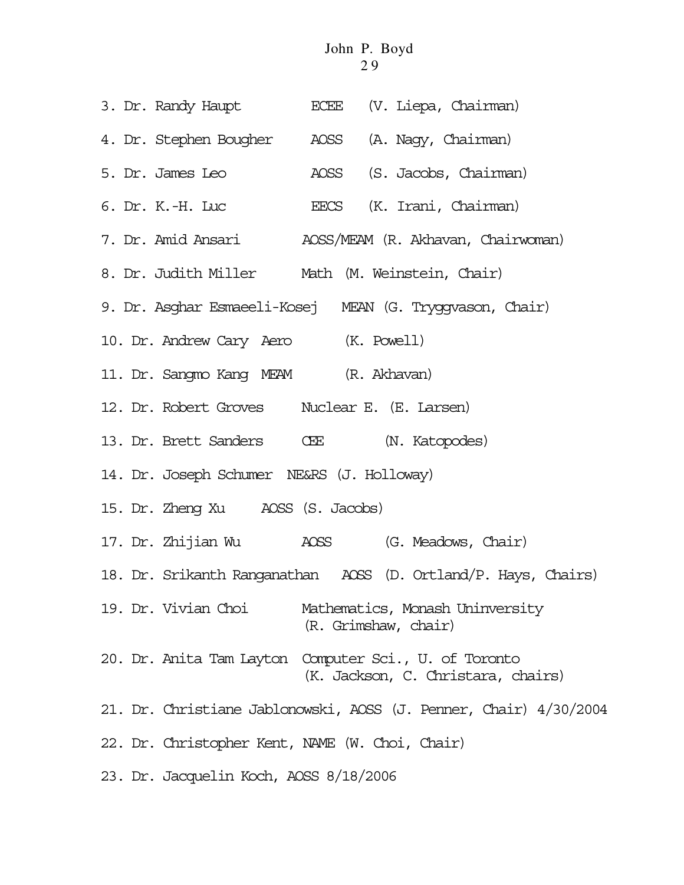3. Dr. Randy Haupt ECEE (V. Liepa, Chairman)

4. Dr. Stephen Bougher AOSS (A. Nagy, Chairman)

5. Dr. James Leo AOSS (S. Jacobs, Chairman)

6. Dr. K.-H. Luc EECS (K. Irani, Chairman)

7. Dr. Amid Ansari AOSS/MEAM (R. Akhavan, Chairwoman)

8. Dr. Judith Miller Math (M. Weinstein, Chair)

9. Dr. Asghar Esmaeeli-Kosej MEAN (G. Tryggvason, Chair)

10. Dr. Andrew Cary Aero (K. Powell)

11. Dr. Sangmo Kang MEAM (R. Akhavan)

12. Dr. Robert Groves Nuclear E. (E. Larsen)

13. Dr. Brett Sanders CEE (N. Katopodes)

14. Dr. Joseph Schumer NE&RS (J. Holloway)

15. Dr. Zheng Xu AOSS (S. Jacobs)

17. Dr. Zhijian Wu AOSS (G. Meadows, Chair)

18. Dr. Srikanth Ranganathan AOSS (D. Ortland/P. Hays, Chairs)

19. Dr. Vivian Choi Mathematics, Monash Uninversity (R. Grimshaw, chair)

20. Dr. Anita Tam Layton Computer Sci., U. of Toronto (K. Jackson, C. Christara, chairs)

21. Dr. Christiane Jablonowski, AOSS (J. Penner, Chair) 4/30/2004

22. Dr. Christopher Kent, NAME (W. Choi, Chair)

23. Dr. Jacquelin Koch, AOSS 8/18/2006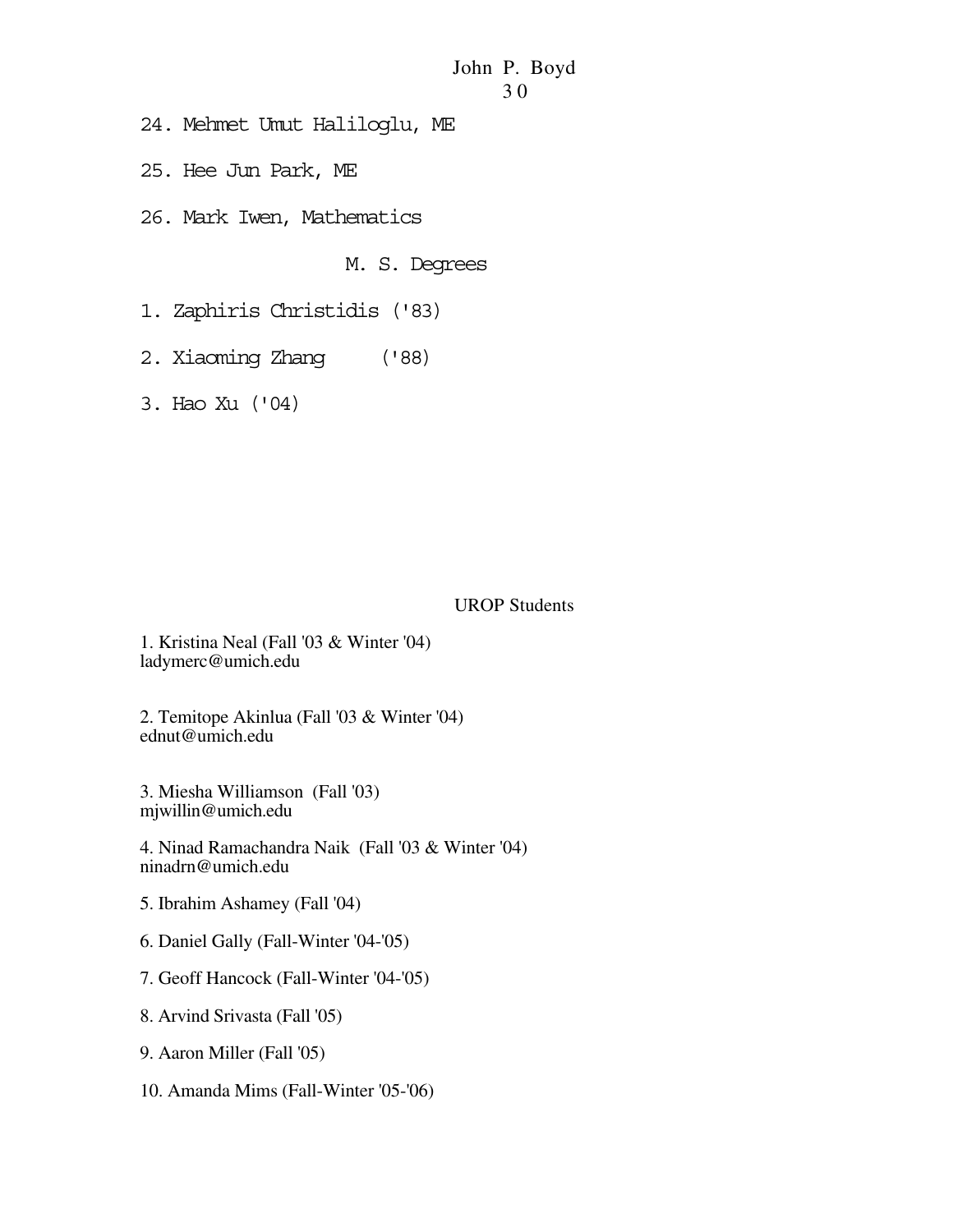24. Mehmet Umut Haliloglu, ME

25. Hee Jun Park, ME

26. Mark Iwen, Mathematics

## M. S. Degrees

1. Zaphiris Christidis ('83)

2. Xiaoming Zhang ('88)

3. Hao Xu ('04)

## UROP Students

1. Kristina Neal (Fall '03 & Winter '04)
ladymerc@umich.edu

2. Temitope Akinlua (Fall '03 & Winter '04)
ednut@umich.edu

3. Miesha Williamson (Fall '03)
mjwillin@umich.edu

4. Ninad Ramachandra Naik (Fall '03 & Winter '04)
ninadrn@umich.edu

5. Ibrahim Ashamey (Fall '04)

6. Daniel Gally (Fall-Winter '04-'05)

7. Geoff Hancock (Fall-Winter '04-'05)

8. Arvind Srivasta (Fall '05)

9. Aaron Miller (Fall '05)

10. Amanda Mims (Fall-Winter '05-'06)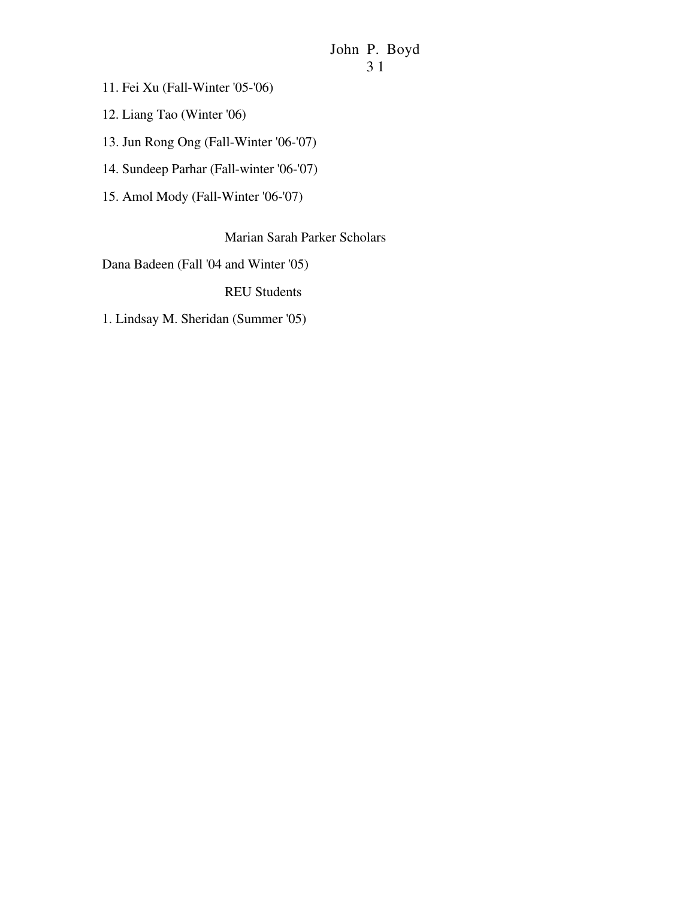11. Fei Xu (Fall-Winter '05-'06)

12. Liang Tao (Winter '06)

13. Jun Rong Ong (Fall-Winter '06-'07)

14. Sundeep Parhar (Fall-winter '06-'07)

15. Amol Mody (Fall-Winter '06-'07)

## Marian Sarah Parker Scholars

Dana Badeen (Fall '04 and Winter '05)

## REU Students

1. Lindsay M. Sheridan (Summer '05)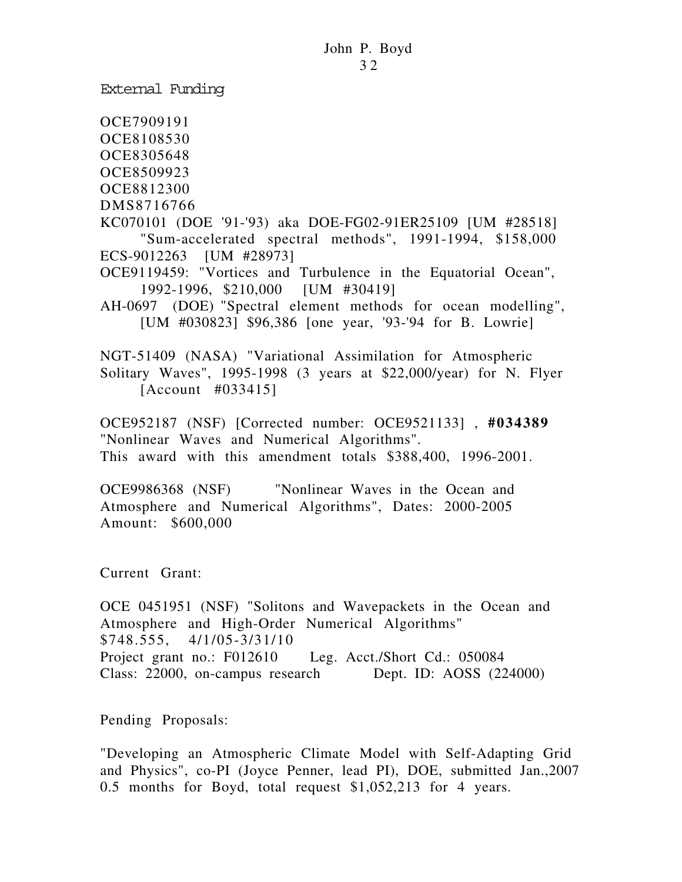## External Funding

OCE7909191
OCE8108530
OCE8305648
OCE8509923
OCE8812300
DMS8716766
KC070101 (DOE '91-'93) aka DOE-FG02-91ER25109 [UM #28518] "Sum-accelerated spectral methods", 1991-1994, $158,000
ECS-9012263 [UM #28973]
OCE9119459: "Vortices and Turbulence in the Equatorial Ocean", 1992-1996, $210,000 [UM #30419]
AH-0697 (DOE) "Spectral element methods for ocean modelling", [UM #030823] $96,386 [one year, '93-'94 for B. Lowrie]

NGT-51409 (NASA) "Variational Assimilation for Atmospheric Solitary Waves", 1995-1998 (3 years at $22,000/year) for N. Flyer [Account #033415]

OCE952187 (NSF) [Corrected number: OCE9521133] , **#034389** "Nonlinear Waves and Numerical Algorithms".
This award with this amendment totals $388,400, 1996-2001.

OCE9986368 (NSF) "Nonlinear Waves in the Ocean and Atmosphere and Numerical Algorithms", Dates: 2000-2005
Amount: $600,000

Current Grant:

OCE 0451951 (NSF) "Solitons and Wavepackets in the Ocean and Atmosphere and High-Order Numerical Algorithms"
$748.555, 4/1/05-3/31/10
Project grant no.: F012610 Leg. Acct./Short Cd.: 050084
Class: 22000, on-campus research Dept. ID: AOSS (224000)

Pending Proposals:

"Developing an Atmospheric Climate Model with Self-Adapting Grid and Physics", co-PI (Joyce Penner, lead PI), DOE, submitted Jan.,2007
0.5 months for Boyd, total request $1,052,213 for 4 years.